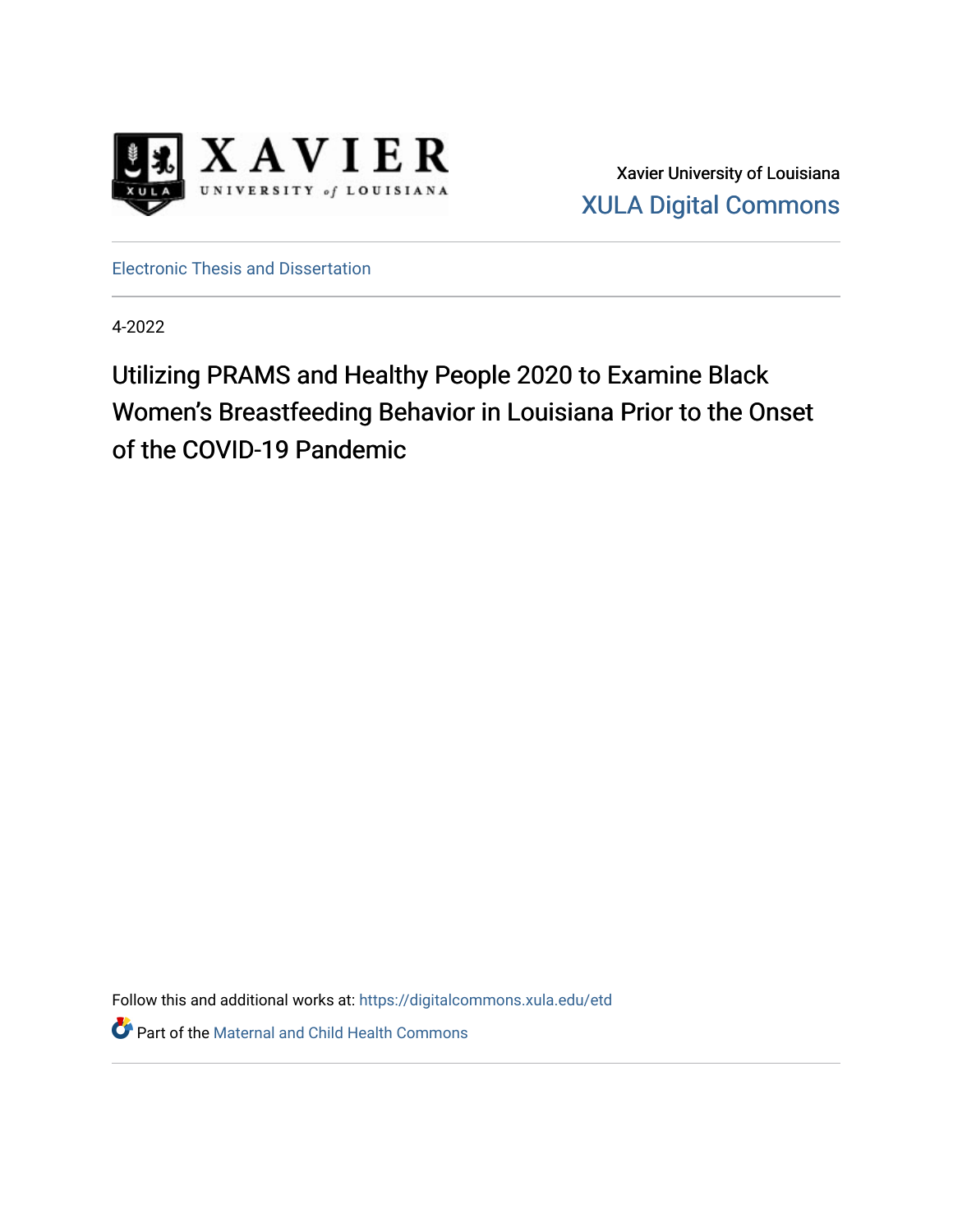Xavier University of Louisiana
XULA Digital Commons

Electronic Thesis and Dissertation

4-2022

# Utilizing PRAMS and Healthy People 2020 to Examine Black Women's Breastfeeding Behavior in Louisiana Prior to the Onset of the COVID-19 Pandemic

Follow this and additional works at: https://digitalcommons.xula.edu/etd

Part of the Maternal and Child Health Commons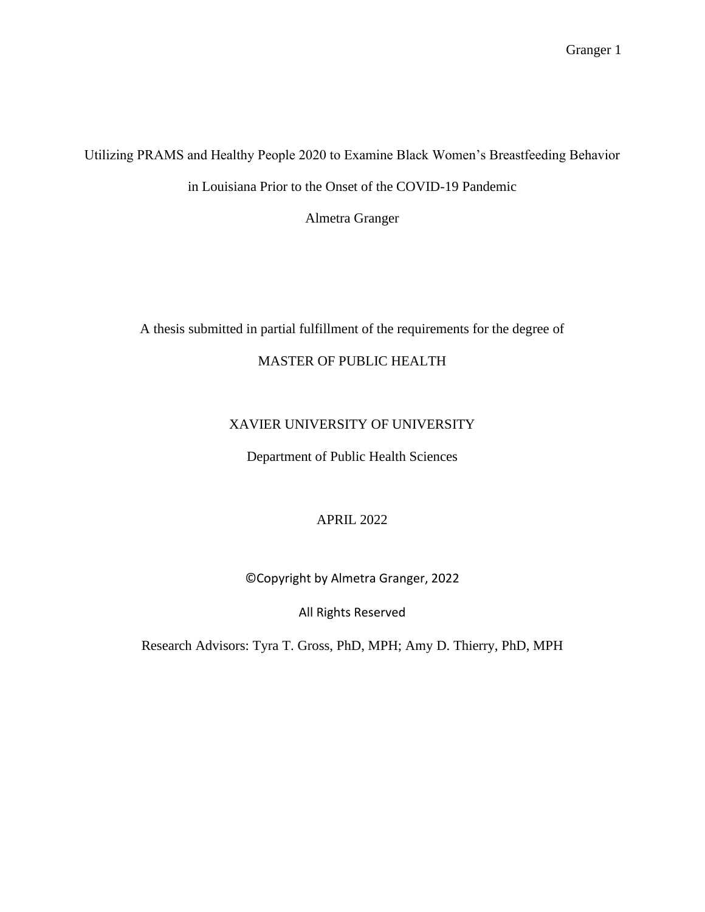Utilizing PRAMS and Healthy People 2020 to Examine Black Women's Breastfeeding Behavior in Louisiana Prior to the Onset of the COVID-19 Pandemic

Almetra Granger

A thesis submitted in partial fulfillment of the requirements for the degree of

MASTER OF PUBLIC HEALTH

XAVIER UNIVERSITY OF UNIVERSITY

Department of Public Health Sciences

APRIL 2022

©Copyright by Almetra Granger, 2022

All Rights Reserved

Research Advisors: Tyra T. Gross, PhD, MPH; Amy D. Thierry, PhD, MPH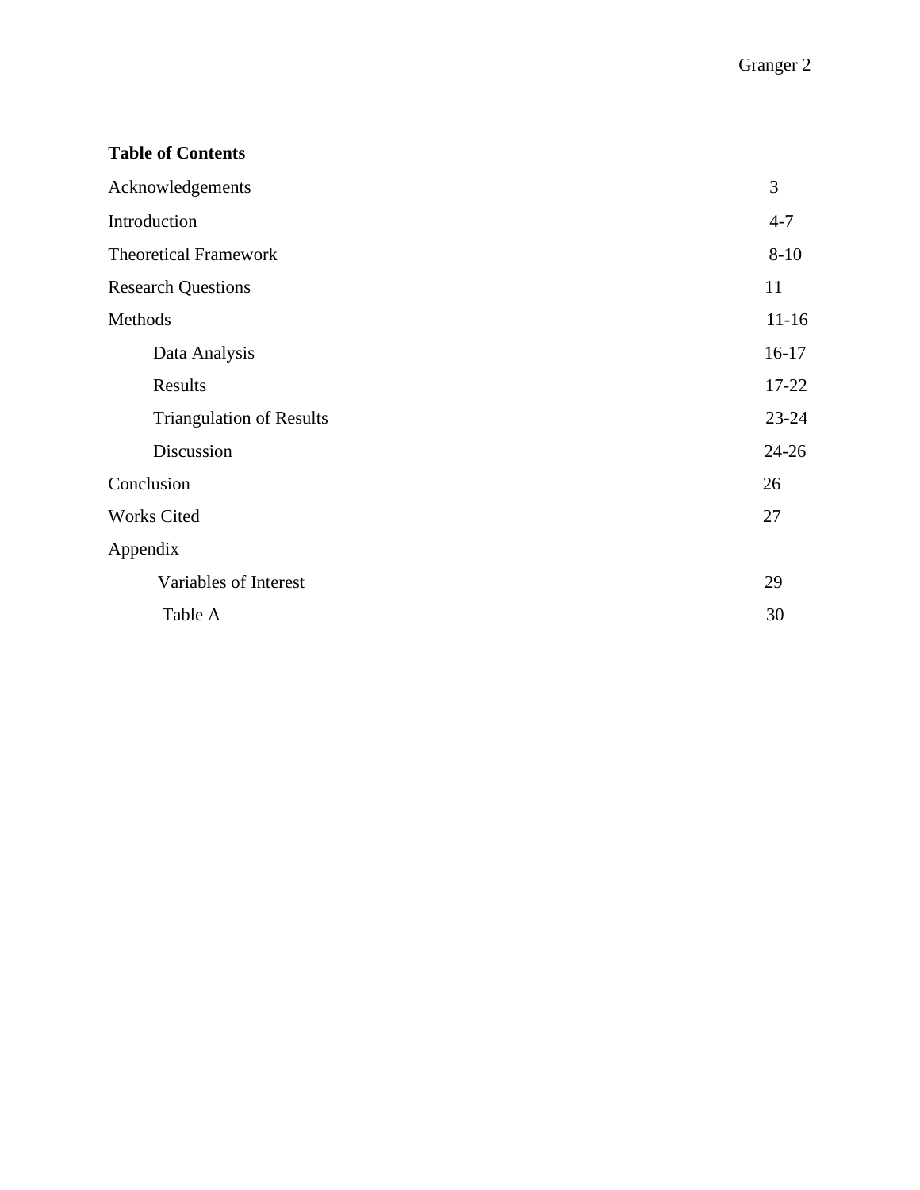**Table of Contents**

| | |
|---|---|
| Acknowledgements | 3 |
| Introduction | 4-7 |
| Theoretical Framework | 8-10 |
| Research Questions | 11 |
| Methods | 11-16 |
| Data Analysis | 16-17 |
| Results | 17-22 |
| Triangulation of Results | 23-24 |
| Discussion | 24-26 |
| Conclusion | 26 |
| Works Cited | 27 |
| Appendix | |
| Variables of Interest | 29 |
| Table A | 30 |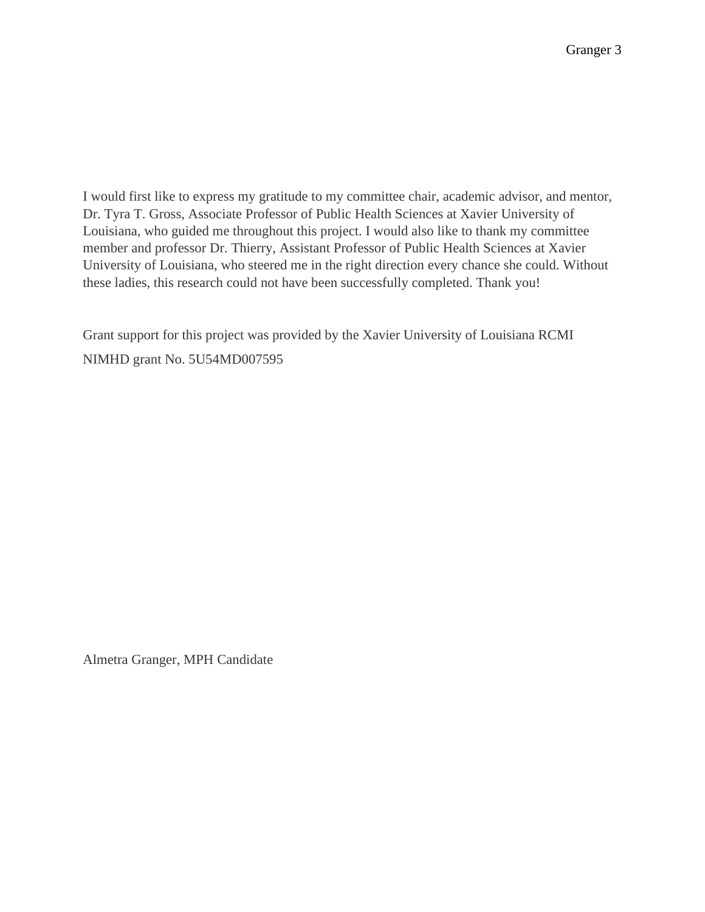I would first like to express my gratitude to my committee chair, academic advisor, and mentor, Dr. Tyra T. Gross, Associate Professor of Public Health Sciences at Xavier University of Louisiana, who guided me throughout this project. I would also like to thank my committee member and professor Dr. Thierry, Assistant Professor of Public Health Sciences at Xavier University of Louisiana, who steered me in the right direction every chance she could. Without these ladies, this research could not have been successfully completed. Thank you!

Grant support for this project was provided by the Xavier University of Louisiana RCMI NIMHD grant No. 5U54MD007595

Almetra Granger, MPH Candidate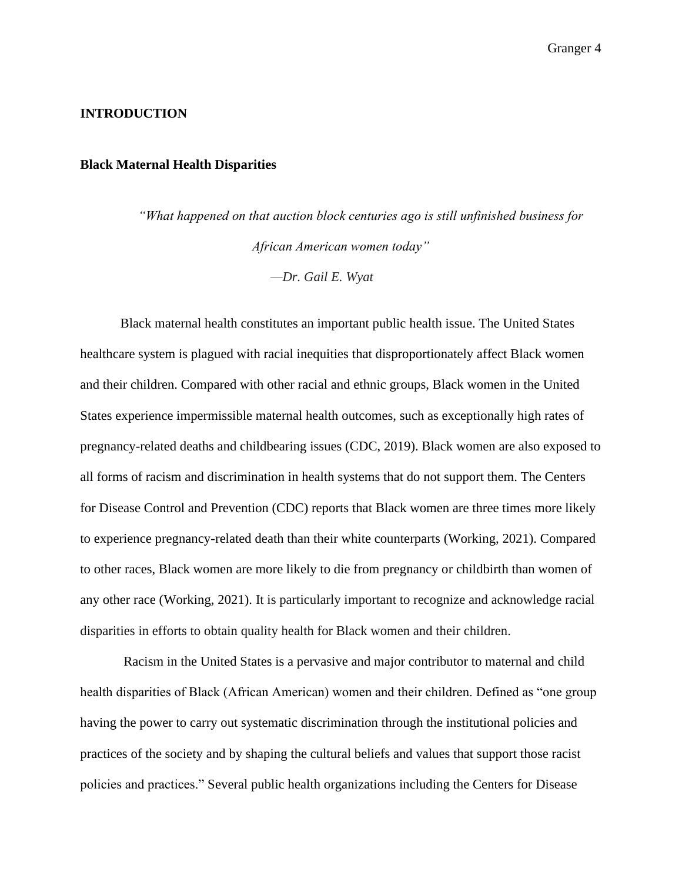## INTRODUCTION

### Black Maternal Health Disparities

> *"What happened on that auction block centuries ago is still unfinished business for African American women today"*
>
> *—Dr. Gail E. Wyat*

Black maternal health constitutes an important public health issue. The United States healthcare system is plagued with racial inequities that disproportionately affect Black women and their children. Compared with other racial and ethnic groups, Black women in the United States experience impermissible maternal health outcomes, such as exceptionally high rates of pregnancy-related deaths and childbearing issues (CDC, 2019). Black women are also exposed to all forms of racism and discrimination in health systems that do not support them. The Centers for Disease Control and Prevention (CDC) reports that Black women are three times more likely to experience pregnancy-related death than their white counterparts (Working, 2021). Compared to other races, Black women are more likely to die from pregnancy or childbirth than women of any other race (Working, 2021). It is particularly important to recognize and acknowledge racial disparities in efforts to obtain quality health for Black women and their children.

Racism in the United States is a pervasive and major contributor to maternal and child health disparities of Black (African American) women and their children. Defined as "one group having the power to carry out systematic discrimination through the institutional policies and practices of the society and by shaping the cultural beliefs and values that support those racist policies and practices." Several public health organizations including the Centers for Disease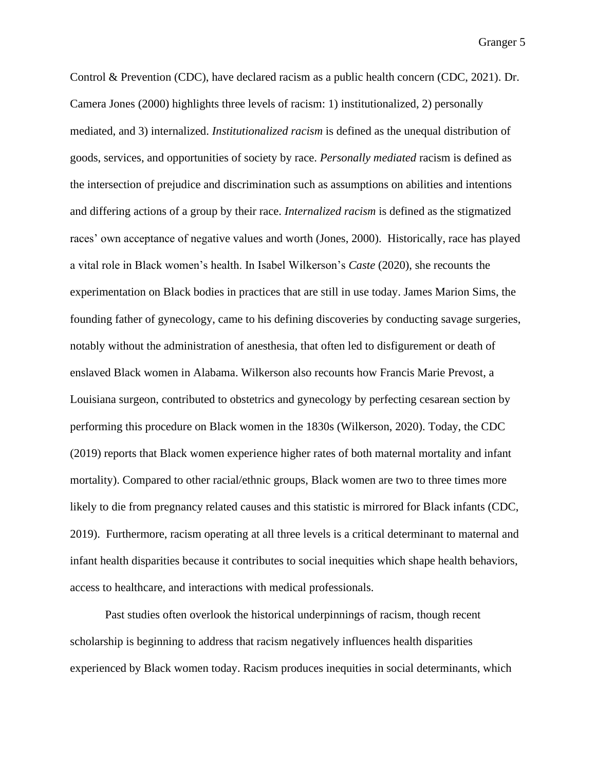Control & Prevention (CDC), have declared racism as a public health concern (CDC, 2021). Dr. Camera Jones (2000) highlights three levels of racism: 1) institutionalized, 2) personally mediated, and 3) internalized. *Institutionalized racism* is defined as the unequal distribution of goods, services, and opportunities of society by race. *Personally mediated* racism is defined as the intersection of prejudice and discrimination such as assumptions on abilities and intentions and differing actions of a group by their race. *Internalized racism* is defined as the stigmatized races' own acceptance of negative values and worth (Jones, 2000). Historically, race has played a vital role in Black women's health. In Isabel Wilkerson's *Caste* (2020), she recounts the experimentation on Black bodies in practices that are still in use today. James Marion Sims, the founding father of gynecology, came to his defining discoveries by conducting savage surgeries, notably without the administration of anesthesia, that often led to disfigurement or death of enslaved Black women in Alabama. Wilkerson also recounts how Francis Marie Prevost, a Louisiana surgeon, contributed to obstetrics and gynecology by perfecting cesarean section by performing this procedure on Black women in the 1830s (Wilkerson, 2020). Today, the CDC (2019) reports that Black women experience higher rates of both maternal mortality and infant mortality). Compared to other racial/ethnic groups, Black women are two to three times more likely to die from pregnancy related causes and this statistic is mirrored for Black infants (CDC, 2019). Furthermore, racism operating at all three levels is a critical determinant to maternal and infant health disparities because it contributes to social inequities which shape health behaviors, access to healthcare, and interactions with medical professionals.

Past studies often overlook the historical underpinnings of racism, though recent scholarship is beginning to address that racism negatively influences health disparities experienced by Black women today. Racism produces inequities in social determinants, which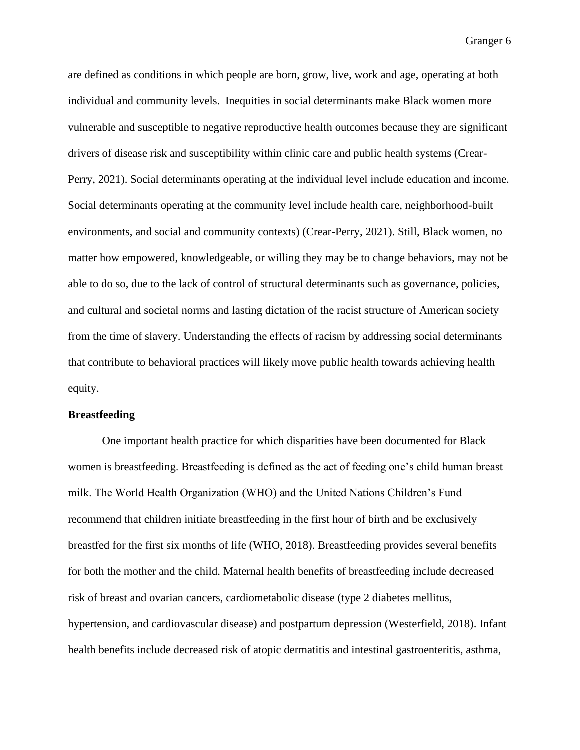are defined as conditions in which people are born, grow, live, work and age, operating at both individual and community levels. Inequities in social determinants make Black women more vulnerable and susceptible to negative reproductive health outcomes because they are significant drivers of disease risk and susceptibility within clinic care and public health systems (Crear-Perry, 2021). Social determinants operating at the individual level include education and income. Social determinants operating at the community level include health care, neighborhood-built environments, and social and community contexts) (Crear-Perry, 2021). Still, Black women, no matter how empowered, knowledgeable, or willing they may be to change behaviors, may not be able to do so, due to the lack of control of structural determinants such as governance, policies, and cultural and societal norms and lasting dictation of the racist structure of American society from the time of slavery. Understanding the effects of racism by addressing social determinants that contribute to behavioral practices will likely move public health towards achieving health equity.

**Breastfeeding**

One important health practice for which disparities have been documented for Black women is breastfeeding. Breastfeeding is defined as the act of feeding one's child human breast milk. The World Health Organization (WHO) and the United Nations Children's Fund recommend that children initiate breastfeeding in the first hour of birth and be exclusively breastfed for the first six months of life (WHO, 2018). Breastfeeding provides several benefits for both the mother and the child. Maternal health benefits of breastfeeding include decreased risk of breast and ovarian cancers, cardiometabolic disease (type 2 diabetes mellitus, hypertension, and cardiovascular disease) and postpartum depression (Westerfield, 2018). Infant health benefits include decreased risk of atopic dermatitis and intestinal gastroenteritis, asthma,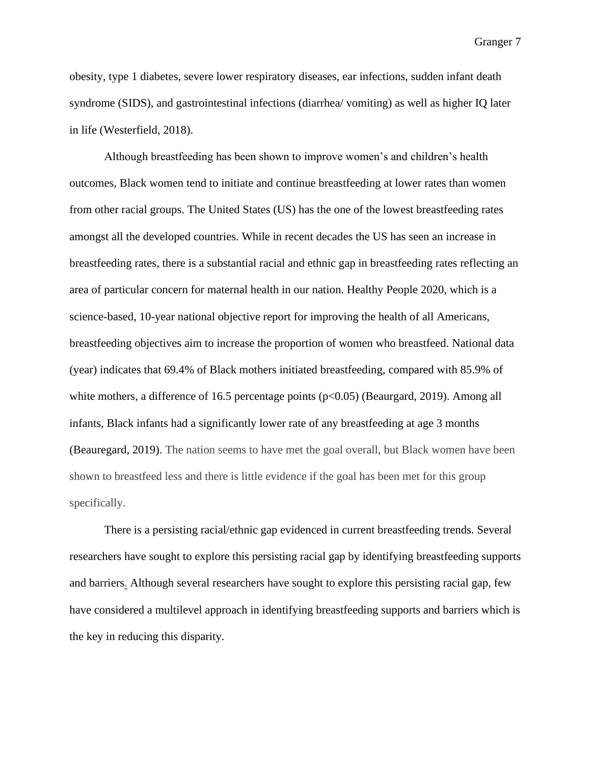obesity, type 1 diabetes, severe lower respiratory diseases, ear infections, sudden infant death syndrome (SIDS), and gastrointestinal infections (diarrhea/ vomiting) as well as higher IQ later in life (Westerfield, 2018).

Although breastfeeding has been shown to improve women's and children's health outcomes, Black women tend to initiate and continue breastfeeding at lower rates than women from other racial groups. The United States (US) has the one of the lowest breastfeeding rates amongst all the developed countries. While in recent decades the US has seen an increase in breastfeeding rates, there is a substantial racial and ethnic gap in breastfeeding rates reflecting an area of particular concern for maternal health in our nation. Healthy People 2020, which is a science-based, 10-year national objective report for improving the health of all Americans, breastfeeding objectives aim to increase the proportion of women who breastfeed. National data (year) indicates that 69.4% of Black mothers initiated breastfeeding, compared with 85.9% of white mothers, a difference of 16.5 percentage points ($p<0.05$) (Beaurgard, 2019). Among all infants, Black infants had a significantly lower rate of any breastfeeding at age 3 months (Beauregard, 2019). The nation seems to have met the goal overall, but Black women have been shown to breastfeed less and there is little evidence if the goal has been met for this group specifically.

There is a persisting racial/ethnic gap evidenced in current breastfeeding trends. Several researchers have sought to explore this persisting racial gap by identifying breastfeeding supports and barriers. Although several researchers have sought to explore this persisting racial gap, few have considered a multilevel approach in identifying breastfeeding supports and barriers which is the key in reducing this disparity.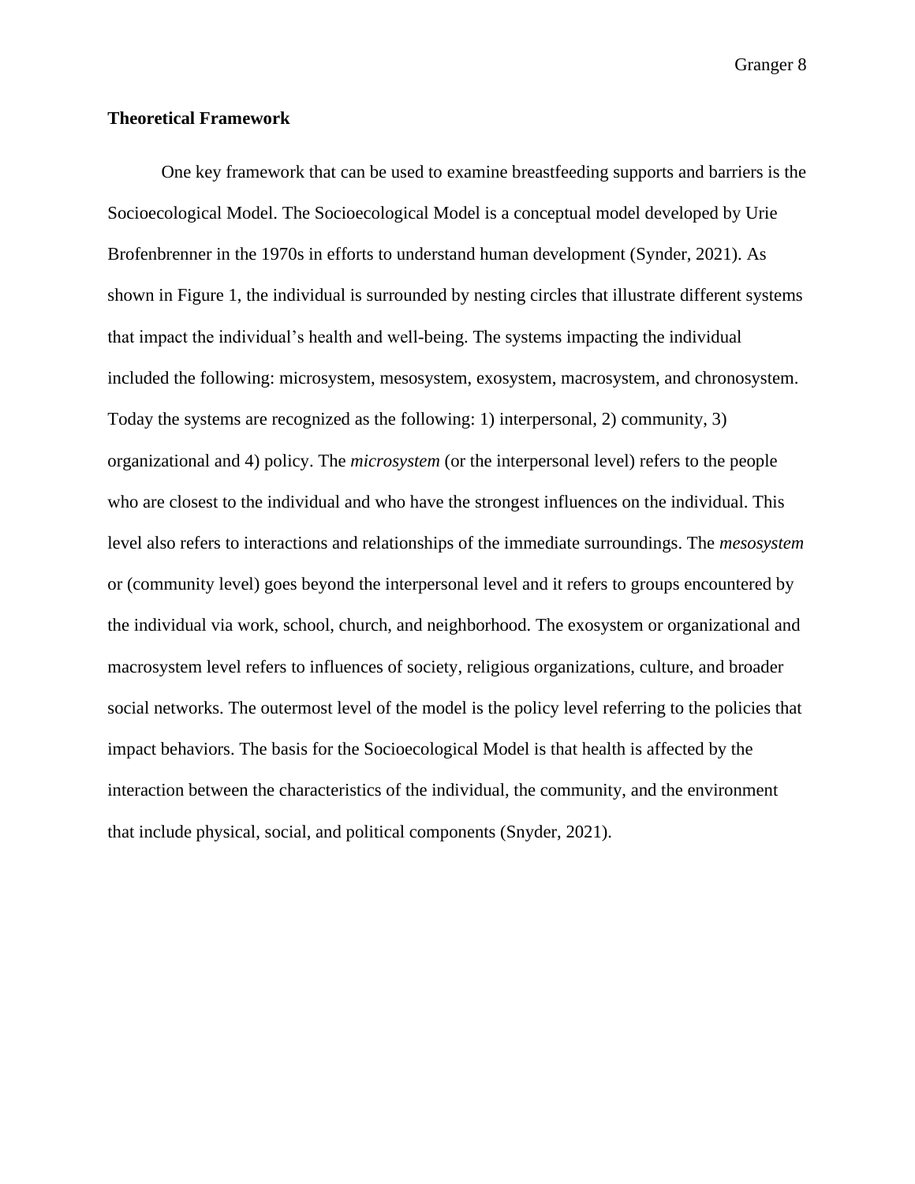**Theoretical Framework**

One key framework that can be used to examine breastfeeding supports and barriers is the Socioecological Model. The Socioecological Model is a conceptual model developed by Urie Brofenbrenner in the 1970s in efforts to understand human development (Synder, 2021). As shown in Figure 1, the individual is surrounded by nesting circles that illustrate different systems that impact the individual's health and well-being. The systems impacting the individual included the following: microsystem, mesosystem, exosystem, macrosystem, and chronosystem. Today the systems are recognized as the following: 1) interpersonal, 2) community, 3) organizational and 4) policy. The *microsystem* (or the interpersonal level) refers to the people who are closest to the individual and who have the strongest influences on the individual. This level also refers to interactions and relationships of the immediate surroundings. The *mesosystem* or (community level) goes beyond the interpersonal level and it refers to groups encountered by the individual via work, school, church, and neighborhood. The exosystem or organizational and macrosystem level refers to influences of society, religious organizations, culture, and broader social networks. The outermost level of the model is the policy level referring to the policies that impact behaviors. The basis for the Socioecological Model is that health is affected by the interaction between the characteristics of the individual, the community, and the environment that include physical, social, and political components (Snyder, 2021).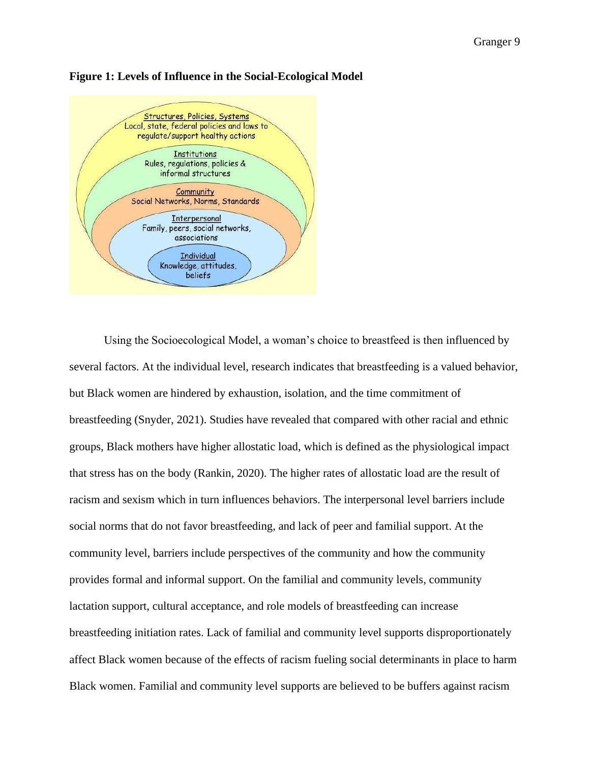**Figure 1: Levels of Influence in the Social-Ecological Model**

Structures, Policies, Systems
Local, state, federal policies and laws to regulate/support healthy actions

Institutions
Rules, regulations, policies & informal structures

Community
Social Networks, Norms, Standards

Interpersonal
Family, peers, social networks, associations

Individual
Knowledge, attitudes, beliefs

Using the Socioecological Model, a woman's choice to breastfeed is then influenced by several factors. At the individual level, research indicates that breastfeeding is a valued behavior, but Black women are hindered by exhaustion, isolation, and the time commitment of breastfeeding (Snyder, 2021). Studies have revealed that compared with other racial and ethnic groups, Black mothers have higher allostatic load, which is defined as the physiological impact that stress has on the body (Rankin, 2020). The higher rates of allostatic load are the result of racism and sexism which in turn influences behaviors. The interpersonal level barriers include social norms that do not favor breastfeeding, and lack of peer and familial support. At the community level, barriers include perspectives of the community and how the community provides formal and informal support. On the familial and community levels, community lactation support, cultural acceptance, and role models of breastfeeding can increase breastfeeding initiation rates. Lack of familial and community level supports disproportionately affect Black women because of the effects of racism fueling social determinants in place to harm Black women. Familial and community level supports are believed to be buffers against racism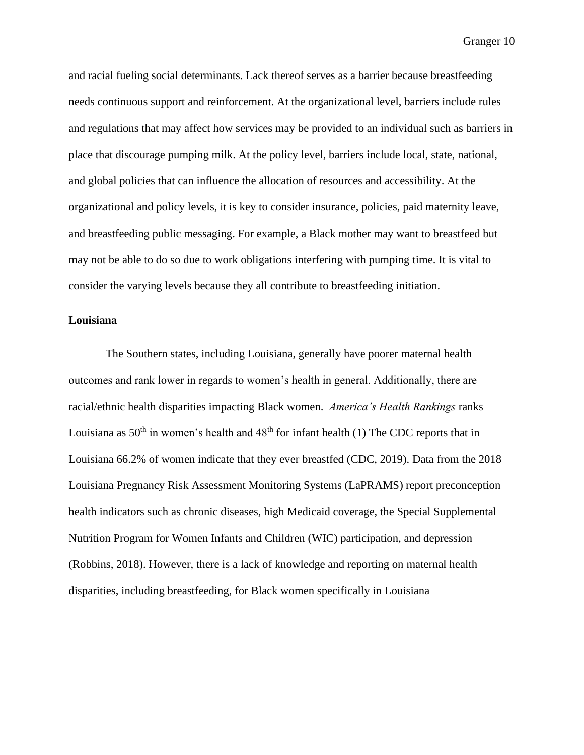and racial fueling social determinants. Lack thereof serves as a barrier because breastfeeding needs continuous support and reinforcement. At the organizational level, barriers include rules and regulations that may affect how services may be provided to an individual such as barriers in place that discourage pumping milk. At the policy level, barriers include local, state, national, and global policies that can influence the allocation of resources and accessibility. At the organizational and policy levels, it is key to consider insurance, policies, paid maternity leave, and breastfeeding public messaging. For example, a Black mother may want to breastfeed but may not be able to do so due to work obligations interfering with pumping time. It is vital to consider the varying levels because they all contribute to breastfeeding initiation.

**Louisiana**

The Southern states, including Louisiana, generally have poorer maternal health outcomes and rank lower in regards to women's health in general. Additionally, there are racial/ethnic health disparities impacting Black women. *America's Health Rankings* ranks Louisiana as 50th in women's health and 48th for infant health (1) The CDC reports that in Louisiana 66.2% of women indicate that they ever breastfed (CDC, 2019). Data from the 2018 Louisiana Pregnancy Risk Assessment Monitoring Systems (LaPRAMS) report preconception health indicators such as chronic diseases, high Medicaid coverage, the Special Supplemental Nutrition Program for Women Infants and Children (WIC) participation, and depression (Robbins, 2018). However, there is a lack of knowledge and reporting on maternal health disparities, including breastfeeding, for Black women specifically in Louisiana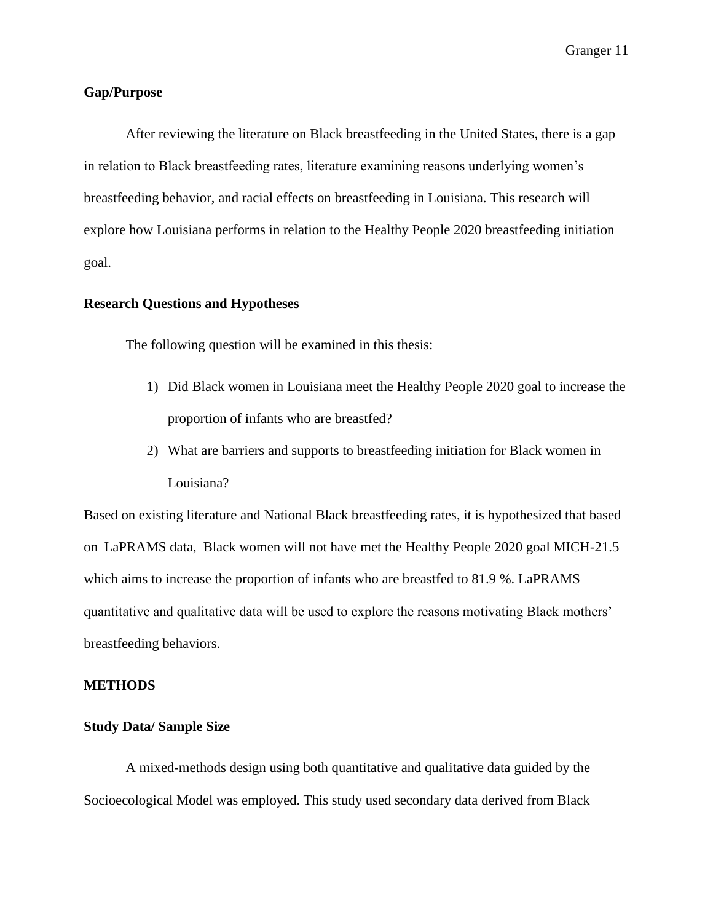**Gap/Purpose**

After reviewing the literature on Black breastfeeding in the United States, there is a gap in relation to Black breastfeeding rates, literature examining reasons underlying women's breastfeeding behavior, and racial effects on breastfeeding in Louisiana. This research will explore how Louisiana performs in relation to the Healthy People 2020 breastfeeding initiation goal.

**Research Questions and Hypotheses**

The following question will be examined in this thesis:

1) Did Black women in Louisiana meet the Healthy People 2020 goal to increase the proportion of infants who are breastfed?
2) What are barriers and supports to breastfeeding initiation for Black women in Louisiana?

Based on existing literature and National Black breastfeeding rates, it is hypothesized that based on LaPRAMS data, Black women will not have met the Healthy People 2020 goal MICH-21.5 which aims to increase the proportion of infants who are breastfed to 81.9 %. LaPRAMS quantitative and qualitative data will be used to explore the reasons motivating Black mothers' breastfeeding behaviors.

**METHODS**

**Study Data/ Sample Size**

A mixed-methods design using both quantitative and qualitative data guided by the Socioecological Model was employed. This study used secondary data derived from Black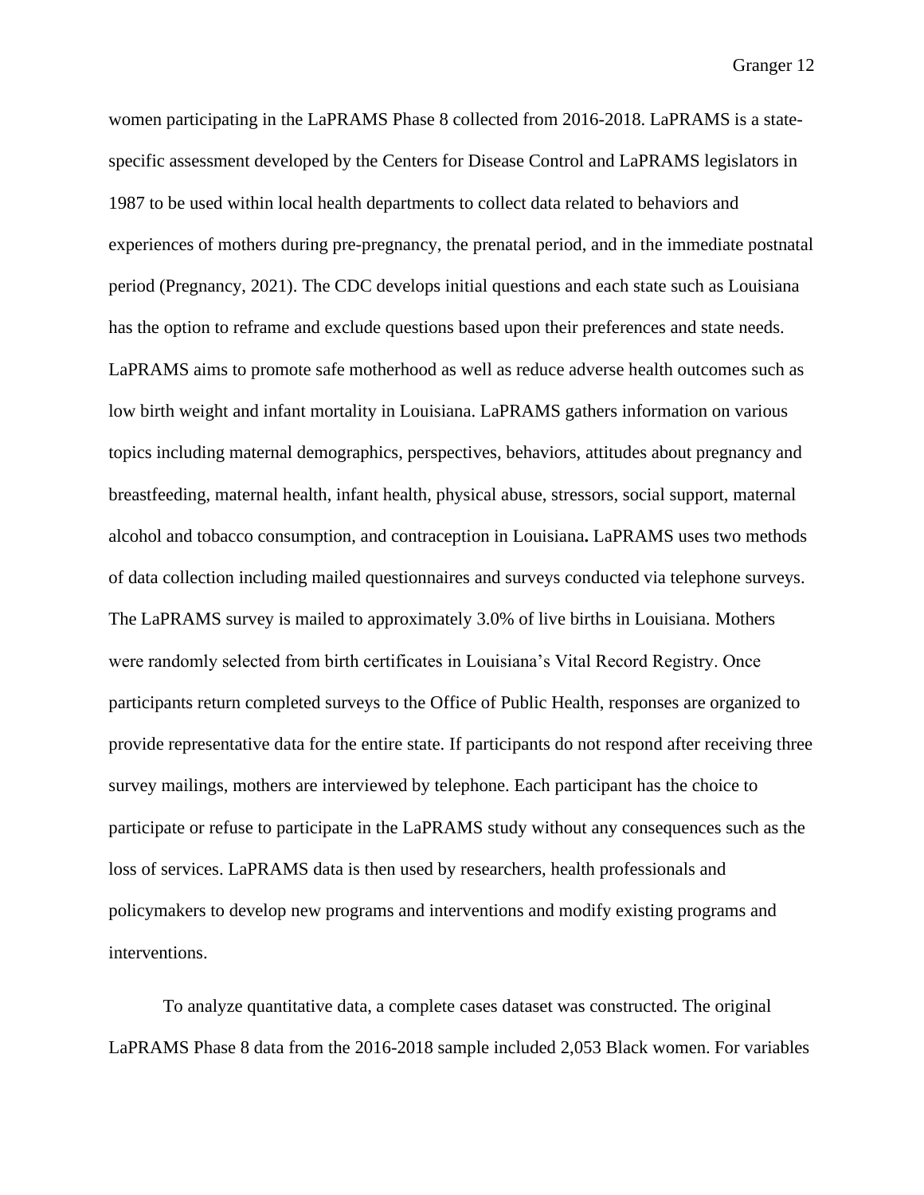women participating in the LaPRAMS Phase 8 collected from 2016-2018. LaPRAMS is a state-specific assessment developed by the Centers for Disease Control and LaPRAMS legislators in 1987 to be used within local health departments to collect data related to behaviors and experiences of mothers during pre-pregnancy, the prenatal period, and in the immediate postnatal period (Pregnancy, 2021). The CDC develops initial questions and each state such as Louisiana has the option to reframe and exclude questions based upon their preferences and state needs. LaPRAMS aims to promote safe motherhood as well as reduce adverse health outcomes such as low birth weight and infant mortality in Louisiana. LaPRAMS gathers information on various topics including maternal demographics, perspectives, behaviors, attitudes about pregnancy and breastfeeding, maternal health, infant health, physical abuse, stressors, social support, maternal alcohol and tobacco consumption, and contraception in Louisiana**.** LaPRAMS uses two methods of data collection including mailed questionnaires and surveys conducted via telephone surveys. The LaPRAMS survey is mailed to approximately 3.0% of live births in Louisiana. Mothers were randomly selected from birth certificates in Louisiana's Vital Record Registry. Once participants return completed surveys to the Office of Public Health, responses are organized to provide representative data for the entire state. If participants do not respond after receiving three survey mailings, mothers are interviewed by telephone. Each participant has the choice to participate or refuse to participate in the LaPRAMS study without any consequences such as the loss of services. LaPRAMS data is then used by researchers, health professionals and policymakers to develop new programs and interventions and modify existing programs and interventions.

To analyze quantitative data, a complete cases dataset was constructed. The original LaPRAMS Phase 8 data from the 2016-2018 sample included 2,053 Black women. For variables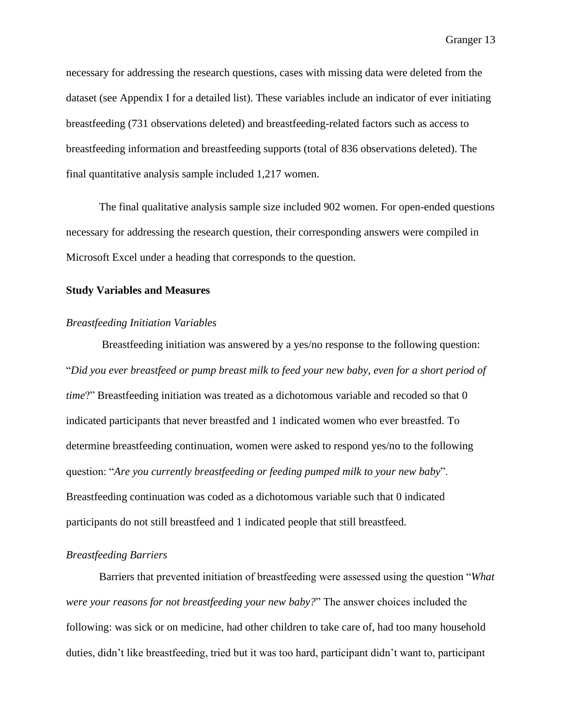necessary for addressing the research questions, cases with missing data were deleted from the dataset (see Appendix I for a detailed list). These variables include an indicator of ever initiating breastfeeding (731 observations deleted) and breastfeeding-related factors such as access to breastfeeding information and breastfeeding supports (total of 836 observations deleted). The final quantitative analysis sample included 1,217 women.

The final qualitative analysis sample size included 902 women. For open-ended questions necessary for addressing the research question, their corresponding answers were compiled in Microsoft Excel under a heading that corresponds to the question.

### Study Variables and Measures

#### *Breastfeeding Initiation Variables*

Breastfeeding initiation was answered by a yes/no response to the following question: "*Did you ever breastfeed or pump breast milk to feed your new baby, even for a short period of time*?" Breastfeeding initiation was treated as a dichotomous variable and recoded so that 0 indicated participants that never breastfed and 1 indicated women who ever breastfed. To determine breastfeeding continuation, women were asked to respond yes/no to the following question: "*Are you currently breastfeeding or feeding pumped milk to your new baby*". Breastfeeding continuation was coded as a dichotomous variable such that 0 indicated participants do not still breastfeed and 1 indicated people that still breastfeed.

#### *Breastfeeding Barriers*

Barriers that prevented initiation of breastfeeding were assessed using the question "*What were your reasons for not breastfeeding your new baby?*" The answer choices included the following: was sick or on medicine, had other children to take care of, had too many household duties, didn't like breastfeeding, tried but it was too hard, participant didn't want to, participant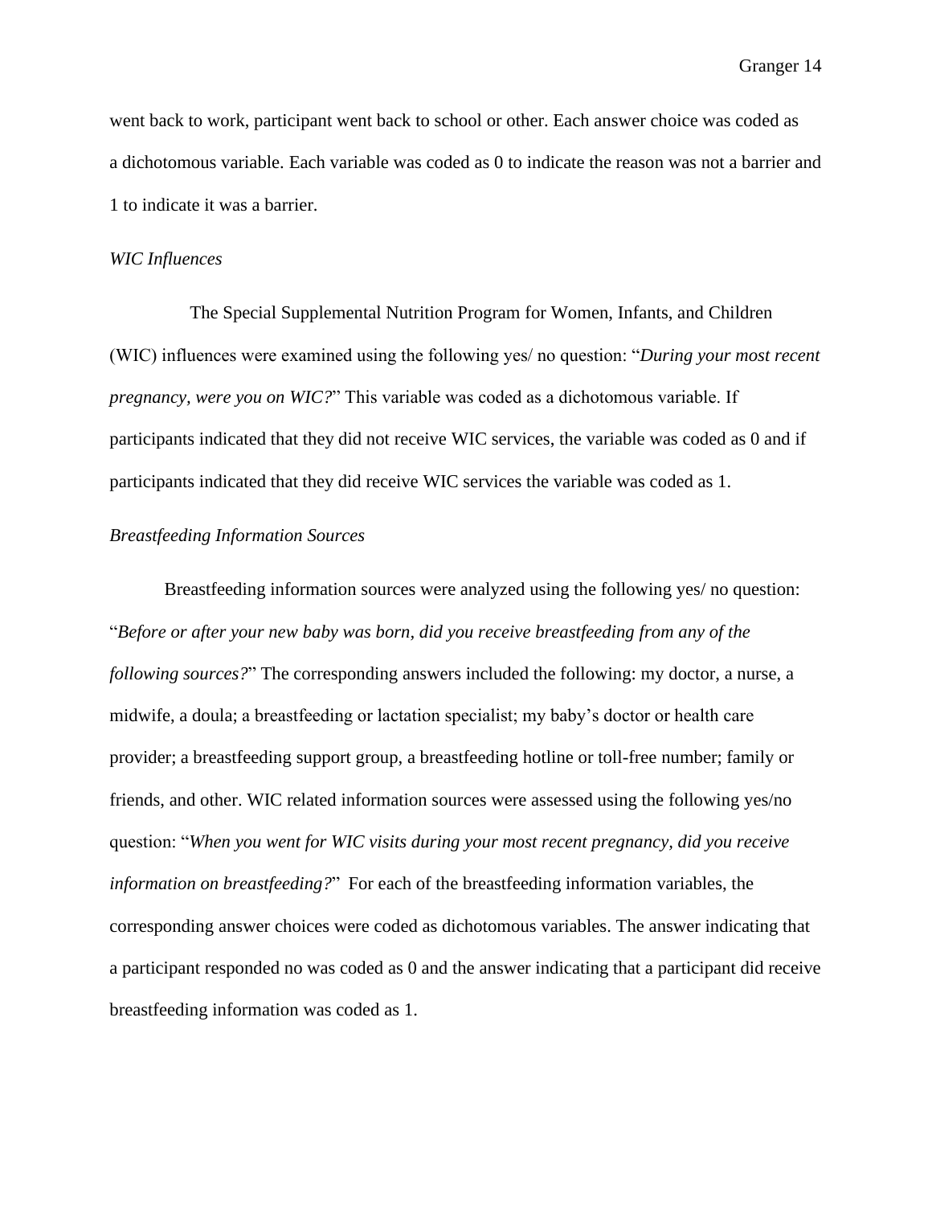went back to work, participant went back to school or other. Each answer choice was coded as a dichotomous variable. Each variable was coded as 0 to indicate the reason was not a barrier and 1 to indicate it was a barrier.

*WIC Influences*

The Special Supplemental Nutrition Program for Women, Infants, and Children (WIC) influences were examined using the following yes/ no question: "*During your most recent pregnancy, were you on WIC?*" This variable was coded as a dichotomous variable. If participants indicated that they did not receive WIC services, the variable was coded as 0 and if participants indicated that they did receive WIC services the variable was coded as 1.

*Breastfeeding Information Sources*

Breastfeeding information sources were analyzed using the following yes/ no question: "*Before or after your new baby was born, did you receive breastfeeding from any of the following sources?*" The corresponding answers included the following: my doctor, a nurse, a midwife, a doula; a breastfeeding or lactation specialist; my baby's doctor or health care provider; a breastfeeding support group, a breastfeeding hotline or toll-free number; family or friends, and other. WIC related information sources were assessed using the following yes/no question: "*When you went for WIC visits during your most recent pregnancy, did you receive information on breastfeeding?*" For each of the breastfeeding information variables, the corresponding answer choices were coded as dichotomous variables. The answer indicating that a participant responded no was coded as 0 and the answer indicating that a participant did receive breastfeeding information was coded as 1.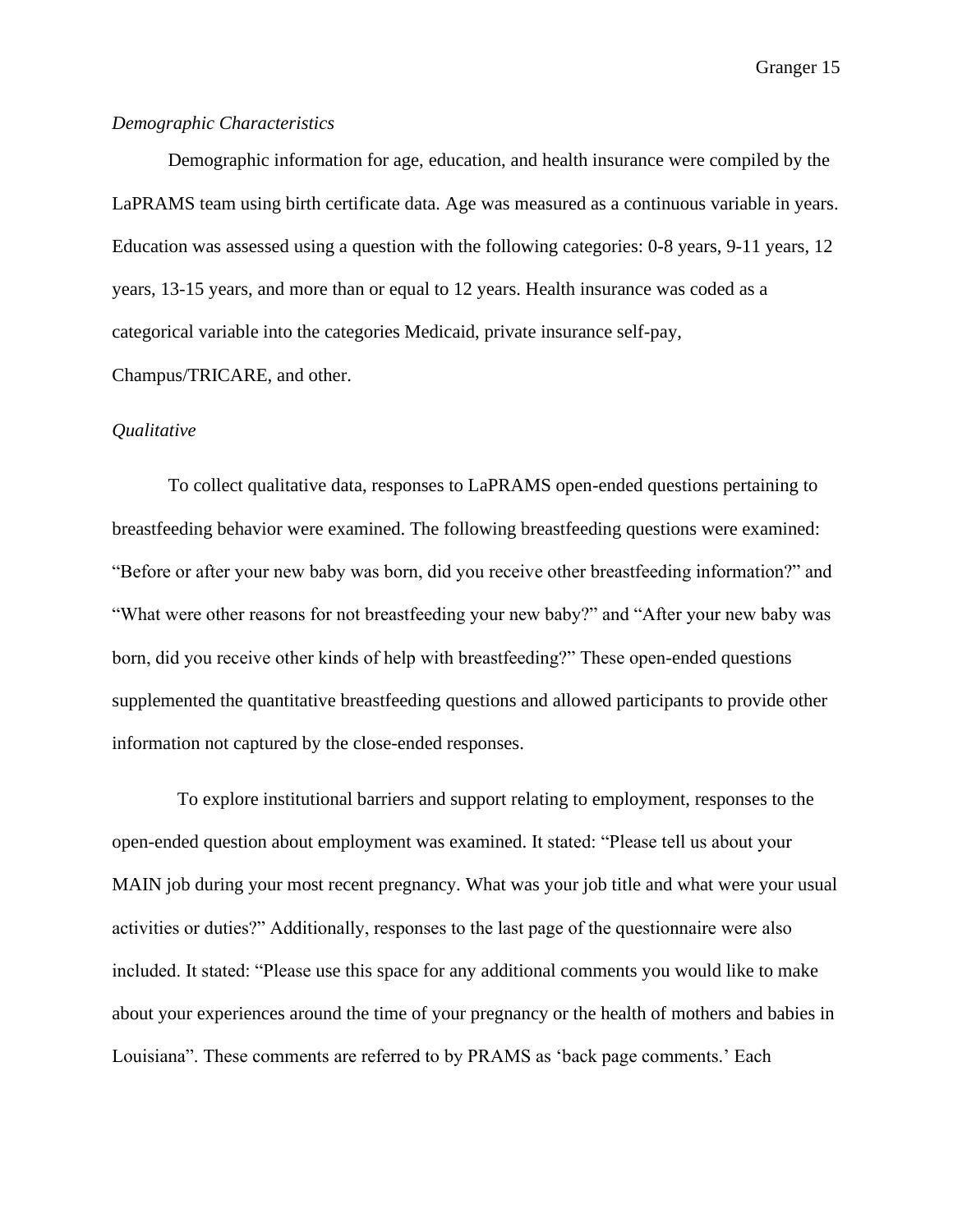*Demographic Characteristics*

Demographic information for age, education, and health insurance were compiled by the LaPRAMS team using birth certificate data. Age was measured as a continuous variable in years. Education was assessed using a question with the following categories: 0-8 years, 9-11 years, 12 years, 13-15 years, and more than or equal to 12 years. Health insurance was coded as a categorical variable into the categories Medicaid, private insurance self-pay, Champus/TRICARE, and other.

*Qualitative*

To collect qualitative data, responses to LaPRAMS open-ended questions pertaining to breastfeeding behavior were examined. The following breastfeeding questions were examined: "Before or after your new baby was born, did you receive other breastfeeding information?" and "What were other reasons for not breastfeeding your new baby?" and "After your new baby was born, did you receive other kinds of help with breastfeeding?" These open-ended questions supplemented the quantitative breastfeeding questions and allowed participants to provide other information not captured by the close-ended responses.

To explore institutional barriers and support relating to employment, responses to the open-ended question about employment was examined. It stated: "Please tell us about your MAIN job during your most recent pregnancy. What was your job title and what were your usual activities or duties?" Additionally, responses to the last page of the questionnaire were also included. It stated: "Please use this space for any additional comments you would like to make about your experiences around the time of your pregnancy or the health of mothers and babies in Louisiana". These comments are referred to by PRAMS as 'back page comments.' Each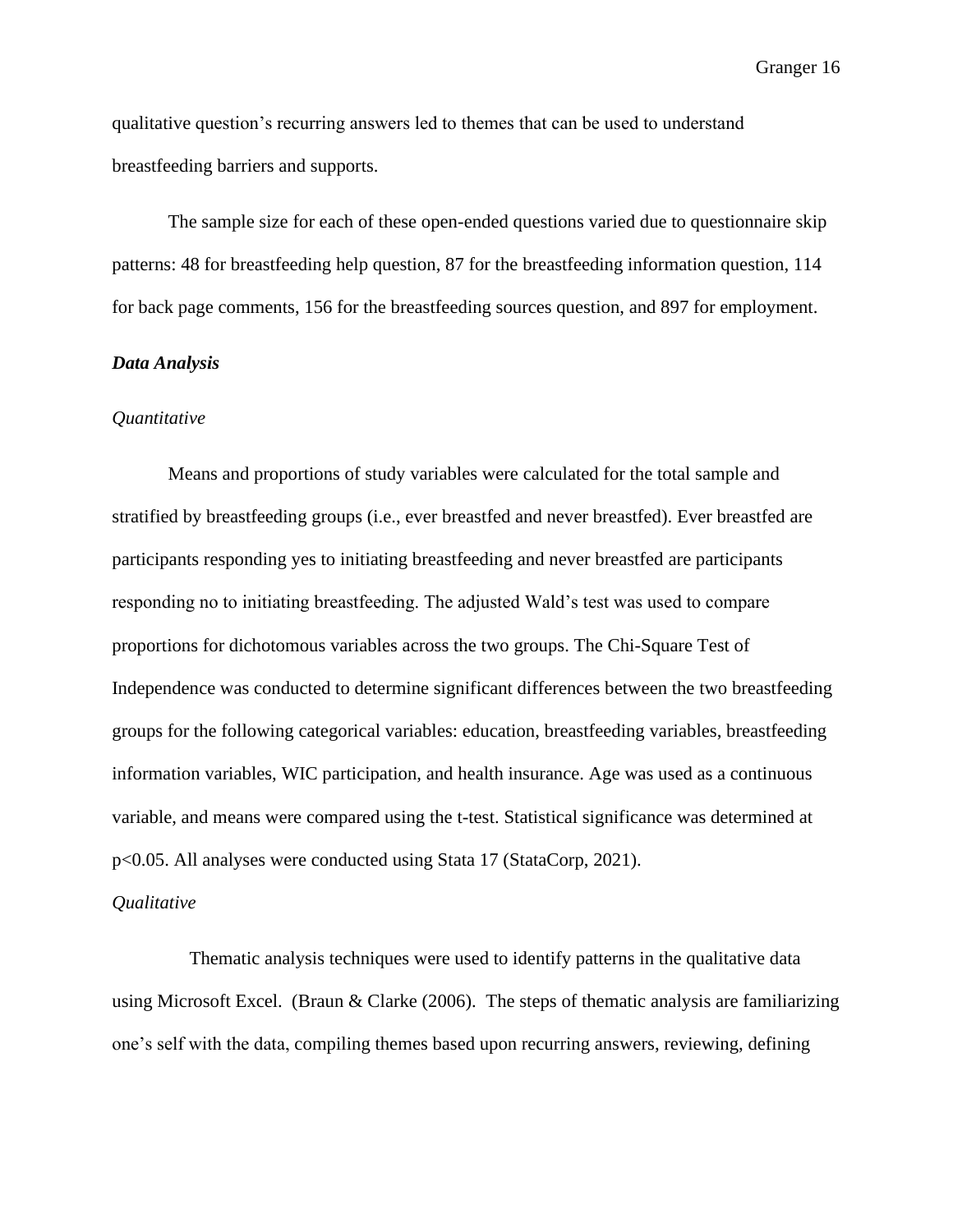qualitative question's recurring answers led to themes that can be used to understand breastfeeding barriers and supports.

The sample size for each of these open-ended questions varied due to questionnaire skip patterns: 48 for breastfeeding help question, 87 for the breastfeeding information question, 114 for back page comments, 156 for the breastfeeding sources question, and 897 for employment.

### ***Data Analysis***

#### *Quantitative*

Means and proportions of study variables were calculated for the total sample and stratified by breastfeeding groups (i.e., ever breastfed and never breastfed). Ever breastfed are participants responding yes to initiating breastfeeding and never breastfed are participants responding no to initiating breastfeeding. The adjusted Wald's test was used to compare proportions for dichotomous variables across the two groups. The Chi-Square Test of Independence was conducted to determine significant differences between the two breastfeeding groups for the following categorical variables: education, breastfeeding variables, breastfeeding information variables, WIC participation, and health insurance. Age was used as a continuous variable, and means were compared using the t-test. Statistical significance was determined at $p<0.05$. All analyses were conducted using Stata 17 (StataCorp, 2021).

#### *Qualitative*

Thematic analysis techniques were used to identify patterns in the qualitative data using Microsoft Excel. (Braun & Clarke (2006). The steps of thematic analysis are familiarizing one's self with the data, compiling themes based upon recurring answers, reviewing, defining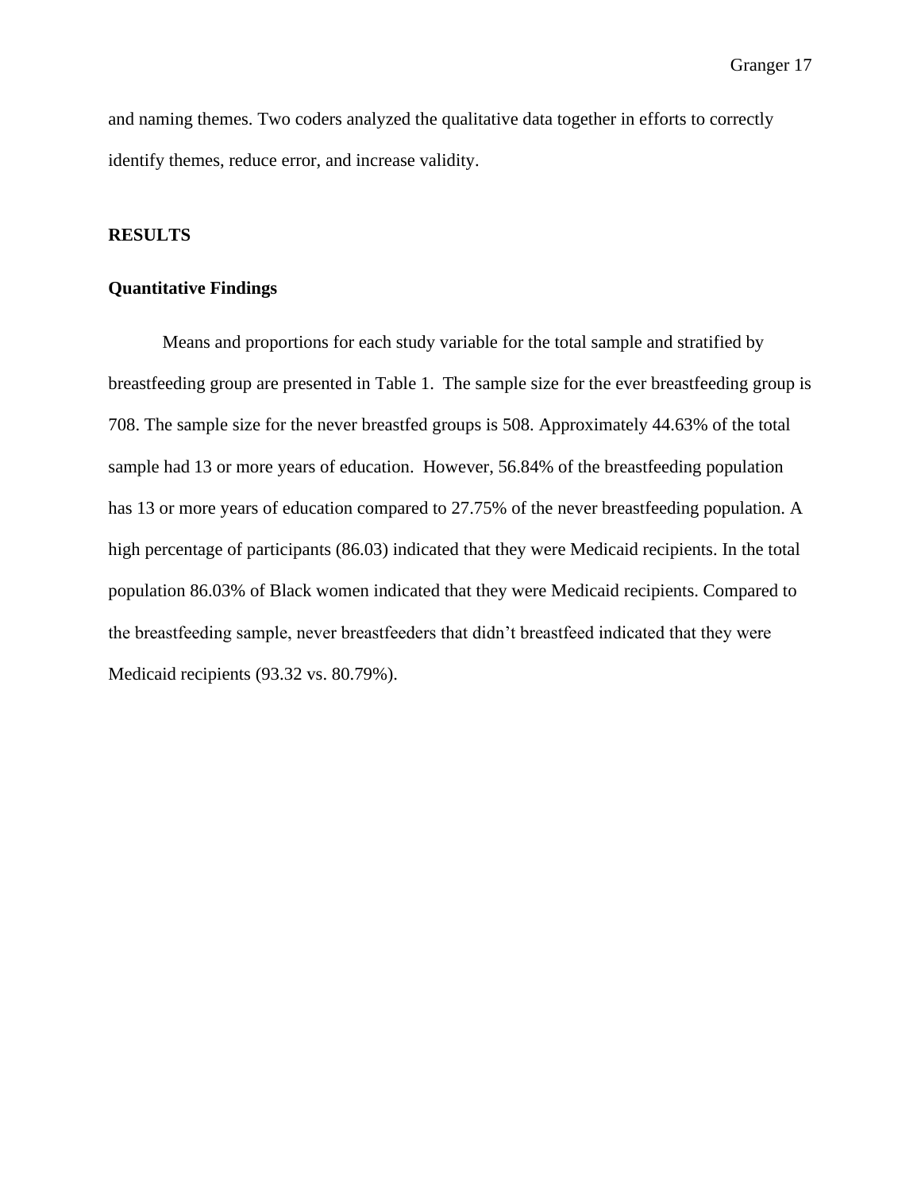and naming themes. Two coders analyzed the qualitative data together in efforts to correctly identify themes, reduce error, and increase validity.

## RESULTS

### Quantitative Findings

Means and proportions for each study variable for the total sample and stratified by breastfeeding group are presented in Table 1. The sample size for the ever breastfeeding group is 708. The sample size for the never breastfed groups is 508. Approximately 44.63% of the total sample had 13 or more years of education. However, 56.84% of the breastfeeding population has 13 or more years of education compared to 27.75% of the never breastfeeding population. A high percentage of participants (86.03) indicated that they were Medicaid recipients. In the total population 86.03% of Black women indicated that they were Medicaid recipients. Compared to the breastfeeding sample, never breastfeeders that didn't breastfeed indicated that they were Medicaid recipients (93.32 vs. 80.79%).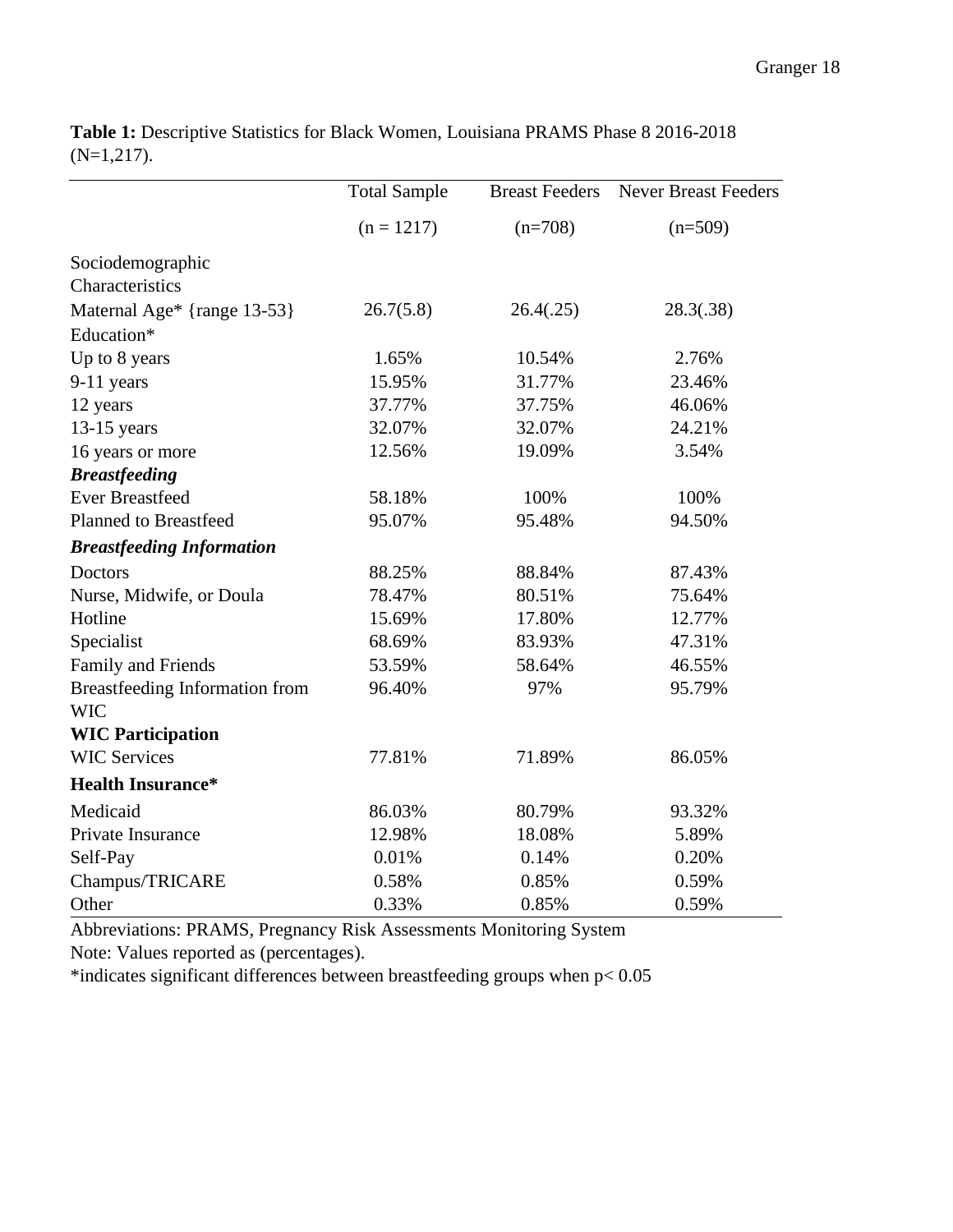**Table 1:** Descriptive Statistics for Black Women, Louisiana PRAMS Phase 8 2016-2018 (N=1,217).

| | Total Sample | Breast Feeders | Never Breast Feeders |
|---|---|---|---|
| | (n = 1217) | (n=708) | (n=509) |
| Sociodemographic Characteristics | | | |
| Maternal Age* {range 13-53} | 26.7(5.8) | 26.4(.25) | 28.3(.38) |
| Education* | | | |
| Up to 8 years | 1.65% | 10.54% | 2.76% |
| 9-11 years | 15.95% | 31.77% | 23.46% |
| 12 years | 37.77% | 37.75% | 46.06% |
| 13-15 years | 32.07% | 32.07% | 24.21% |
| 16 years or more | 12.56% | 19.09% | 3.54% |
| ***Breastfeeding*** | | | |
| Ever Breastfeed | 58.18% | 100% | 100% |
| Planned to Breastfeed | 95.07% | 95.48% | 94.50% |
| ***Breastfeeding Information*** | | | |
| Doctors | 88.25% | 88.84% | 87.43% |
| Nurse, Midwife, or Doula | 78.47% | 80.51% | 75.64% |
| Hotline | 15.69% | 17.80% | 12.77% |
| Specialist | 68.69% | 83.93% | 47.31% |
| Family and Friends | 53.59% | 58.64% | 46.55% |
| Breastfeeding Information from WIC | 96.40% | 97% | 95.79% |
| **WIC Participation** | | | |
| WIC Services | 77.81% | 71.89% | 86.05% |
| **Health Insurance*** | | | |
| Medicaid | 86.03% | 80.79% | 93.32% |
| Private Insurance | 12.98% | 18.08% | 5.89% |
| Self-Pay | 0.01% | 0.14% | 0.20% |
| Champus/TRICARE | 0.58% | 0.85% | 0.59% |
| Other | 0.33% | 0.85% | 0.59% |

Abbreviations: PRAMS, Pregnancy Risk Assessments Monitoring System

Note: Values reported as (percentages).

*indicates significant differences between breastfeeding groups when $p < 0.05$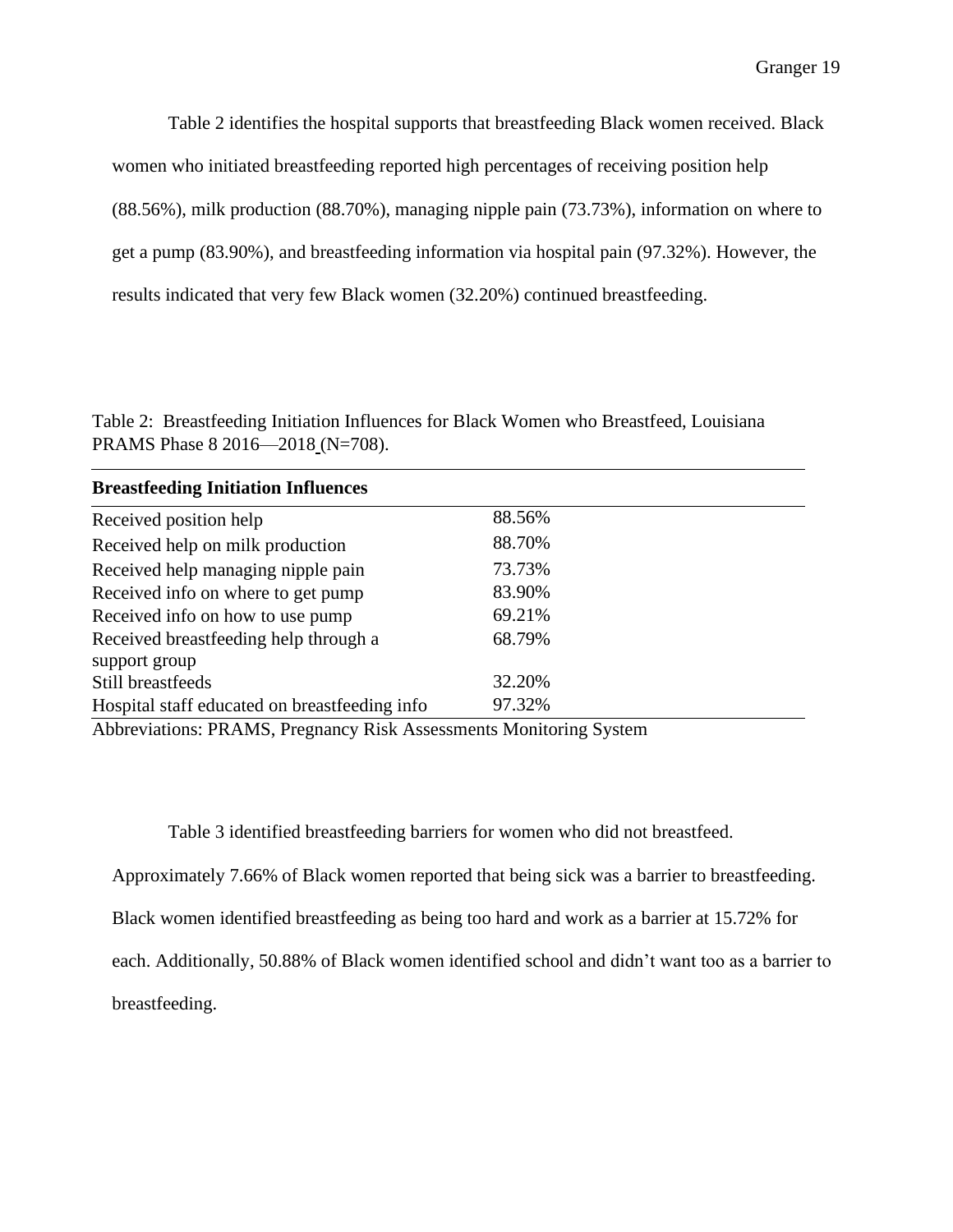Table 2 identifies the hospital supports that breastfeeding Black women received. Black women who initiated breastfeeding reported high percentages of receiving position help (88.56%), milk production (88.70%), managing nipple pain (73.73%), information on where to get a pump (83.90%), and breastfeeding information via hospital pain (97.32%). However, the results indicated that very few Black women (32.20%) continued breastfeeding.

Table 2: Breastfeeding Initiation Influences for Black Women who Breastfeed, Louisiana PRAMS Phase 8 2016—2018 (N=708).

| **Breastfeeding Initiation Influences** | |
|---|---|
| Received position help | 88.56% |
| Received help on milk production | 88.70% |
| Received help managing nipple pain | 73.73% |
| Received info on where to get pump | 83.90% |
| Received info on how to use pump | 69.21% |
| Received breastfeeding help through a support group | 68.79% |
| Still breastfeeds | 32.20% |
| Hospital staff educated on breastfeeding info | 97.32% |

Abbreviations: PRAMS, Pregnancy Risk Assessments Monitoring System

Table 3 identified breastfeeding barriers for women who did not breastfeed. Approximately 7.66% of Black women reported that being sick was a barrier to breastfeeding. Black women identified breastfeeding as being too hard and work as a barrier at 15.72% for each. Additionally, 50.88% of Black women identified school and didn't want too as a barrier to breastfeeding.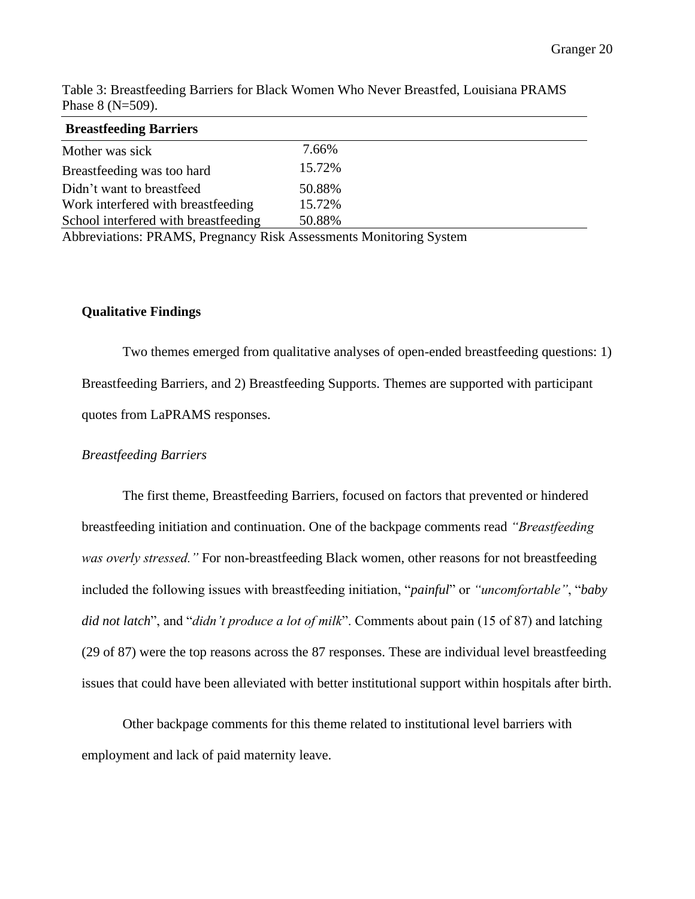Table 3: Breastfeeding Barriers for Black Women Who Never Breastfed, Louisiana PRAMS Phase 8 (N=509).

| Breastfeeding Barriers | |
|---|---|
| Mother was sick | 7.66% |
| Breastfeeding was too hard | 15.72% |
| Didn't want to breastfeed | 50.88% |
| Work interfered with breastfeeding | 15.72% |
| School interfered with breastfeeding | 50.88% |

Abbreviations: PRAMS, Pregnancy Risk Assessments Monitoring System

**Qualitative Findings**

Two themes emerged from qualitative analyses of open-ended breastfeeding questions: 1) Breastfeeding Barriers, and 2) Breastfeeding Supports. Themes are supported with participant quotes from LaPRAMS responses.

*Breastfeeding Barriers*

The first theme, Breastfeeding Barriers, focused on factors that prevented or hindered breastfeeding initiation and continuation. One of the backpage comments read *"Breastfeeding was overly stressed."* For non-breastfeeding Black women, other reasons for not breastfeeding included the following issues with breastfeeding initiation, "*painful*" or *"uncomfortable"*, "*baby did not latch*", and "*didn't produce a lot of milk*". Comments about pain (15 of 87) and latching (29 of 87) were the top reasons across the 87 responses. These are individual level breastfeeding issues that could have been alleviated with better institutional support within hospitals after birth.

Other backpage comments for this theme related to institutional level barriers with employment and lack of paid maternity leave.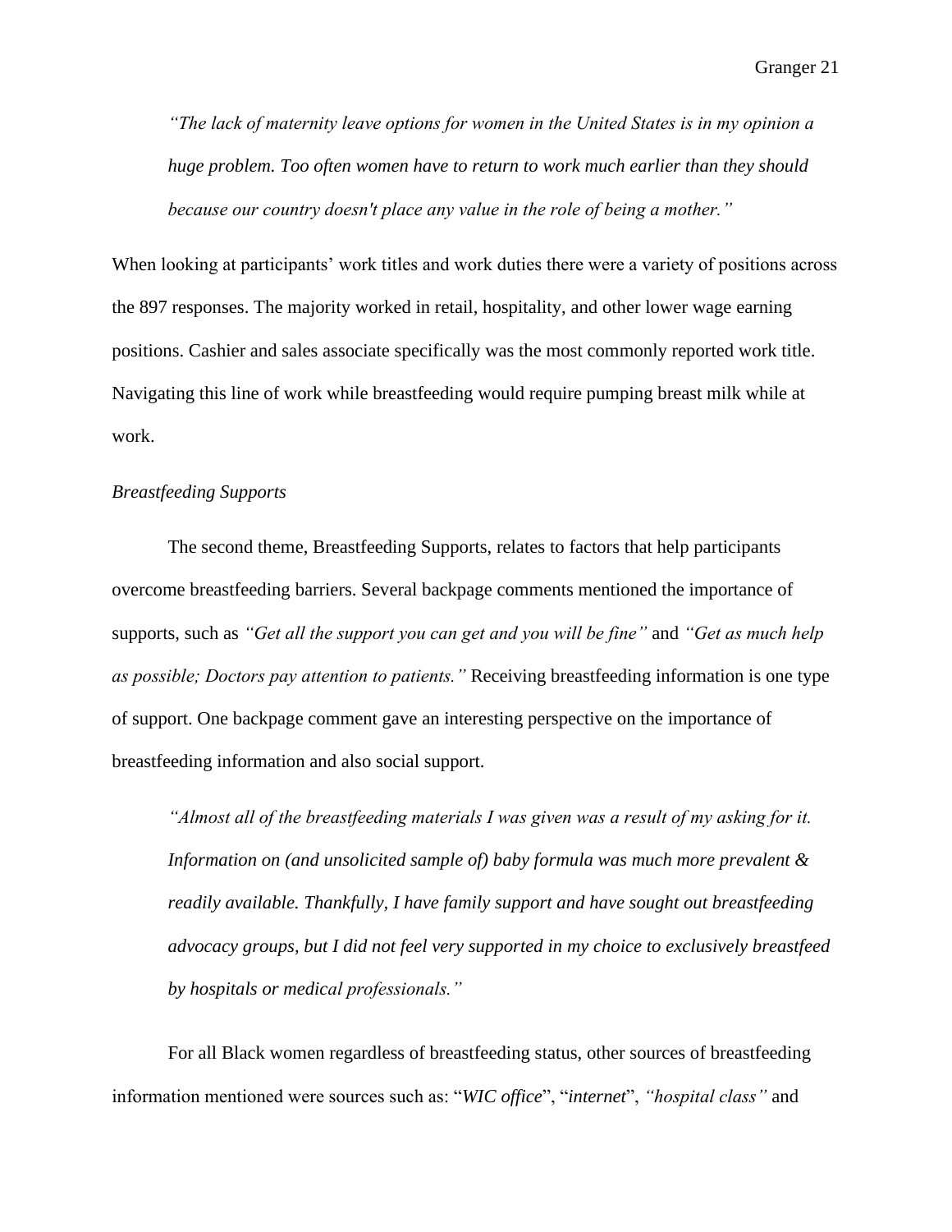> *"The lack of maternity leave options for women in the United States is in my opinion a huge problem. Too often women have to return to work much earlier than they should because our country doesn't place any value in the role of being a mother."*

When looking at participants' work titles and work duties there were a variety of positions across the 897 responses. The majority worked in retail, hospitality, and other lower wage earning positions. Cashier and sales associate specifically was the most commonly reported work title. Navigating this line of work while breastfeeding would require pumping breast milk while at work.

*Breastfeeding Supports*

The second theme, Breastfeeding Supports, relates to factors that help participants overcome breastfeeding barriers. Several backpage comments mentioned the importance of supports, such as *"Get all the support you can get and you will be fine"* and *"Get as much help as possible; Doctors pay attention to patients."* Receiving breastfeeding information is one type of support. One backpage comment gave an interesting perspective on the importance of breastfeeding information and also social support.

> *"Almost all of the breastfeeding materials I was given was a result of my asking for it. Information on (and unsolicited sample of) baby formula was much more prevalent & readily available. Thankfully, I have family support and have sought out breastfeeding advocacy groups, but I did not feel very supported in my choice to exclusively breastfeed by hospitals or medical professionals."*

For all Black women regardless of breastfeeding status, other sources of breastfeeding information mentioned were sources such as: "*WIC office*", "*internet*", *"hospital class"* and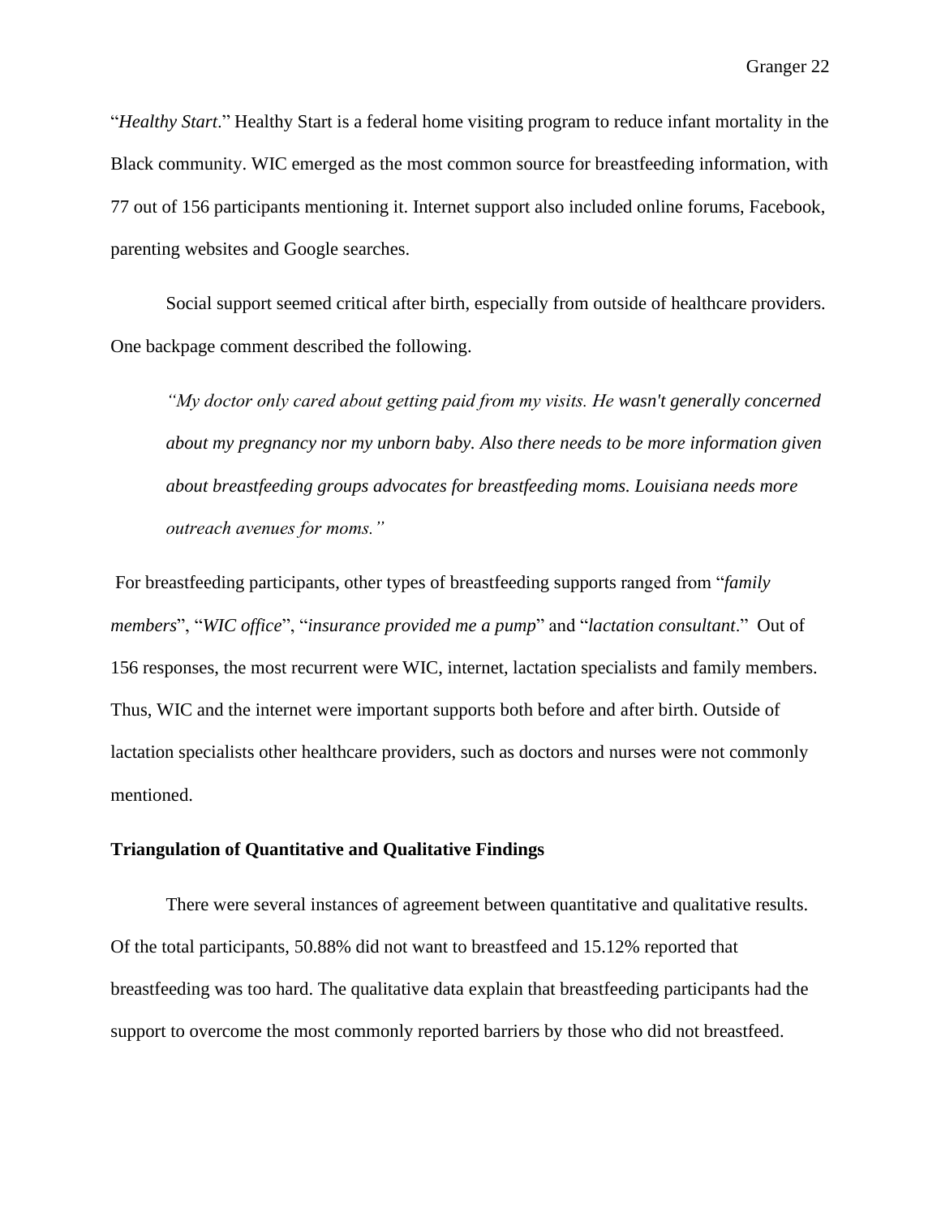"*Healthy Start*." Healthy Start is a federal home visiting program to reduce infant mortality in the Black community. WIC emerged as the most common source for breastfeeding information, with 77 out of 156 participants mentioning it. Internet support also included online forums, Facebook, parenting websites and Google searches.

Social support seemed critical after birth, especially from outside of healthcare providers. One backpage comment described the following.

> *"My doctor only cared about getting paid from my visits. He wasn't generally concerned about my pregnancy nor my unborn baby. Also there needs to be more information given about breastfeeding groups advocates for breastfeeding moms. Louisiana needs more outreach avenues for moms."*

For breastfeeding participants, other types of breastfeeding supports ranged from "*family members*", "*WIC office*", "*insurance provided me a pump*" and "*lactation consultant*." Out of 156 responses, the most recurrent were WIC, internet, lactation specialists and family members. Thus, WIC and the internet were important supports both before and after birth. Outside of lactation specialists other healthcare providers, such as doctors and nurses were not commonly mentioned.

**Triangulation of Quantitative and Qualitative Findings**

There were several instances of agreement between quantitative and qualitative results. Of the total participants, 50.88% did not want to breastfeed and 15.12% reported that breastfeeding was too hard. The qualitative data explain that breastfeeding participants had the support to overcome the most commonly reported barriers by those who did not breastfeed.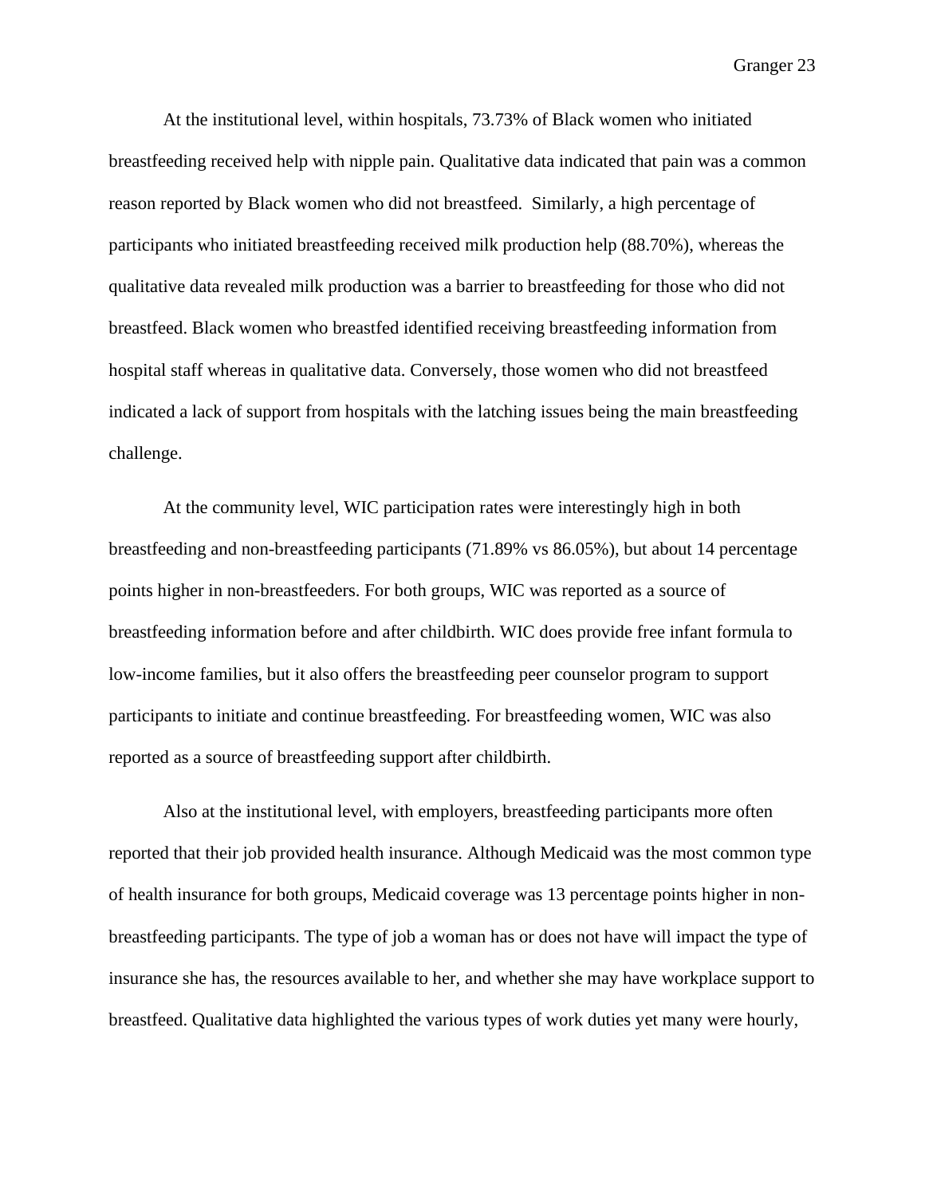At the institutional level, within hospitals, 73.73% of Black women who initiated breastfeeding received help with nipple pain. Qualitative data indicated that pain was a common reason reported by Black women who did not breastfeed. Similarly, a high percentage of participants who initiated breastfeeding received milk production help (88.70%), whereas the qualitative data revealed milk production was a barrier to breastfeeding for those who did not breastfeed. Black women who breastfed identified receiving breastfeeding information from hospital staff whereas in qualitative data. Conversely, those women who did not breastfeed indicated a lack of support from hospitals with the latching issues being the main breastfeeding challenge.

At the community level, WIC participation rates were interestingly high in both breastfeeding and non-breastfeeding participants (71.89% vs 86.05%), but about 14 percentage points higher in non-breastfeeders. For both groups, WIC was reported as a source of breastfeeding information before and after childbirth. WIC does provide free infant formula to low-income families, but it also offers the breastfeeding peer counselor program to support participants to initiate and continue breastfeeding. For breastfeeding women, WIC was also reported as a source of breastfeeding support after childbirth.

Also at the institutional level, with employers, breastfeeding participants more often reported that their job provided health insurance. Although Medicaid was the most common type of health insurance for both groups, Medicaid coverage was 13 percentage points higher in non-breastfeeding participants. The type of job a woman has or does not have will impact the type of insurance she has, the resources available to her, and whether she may have workplace support to breastfeed. Qualitative data highlighted the various types of work duties yet many were hourly,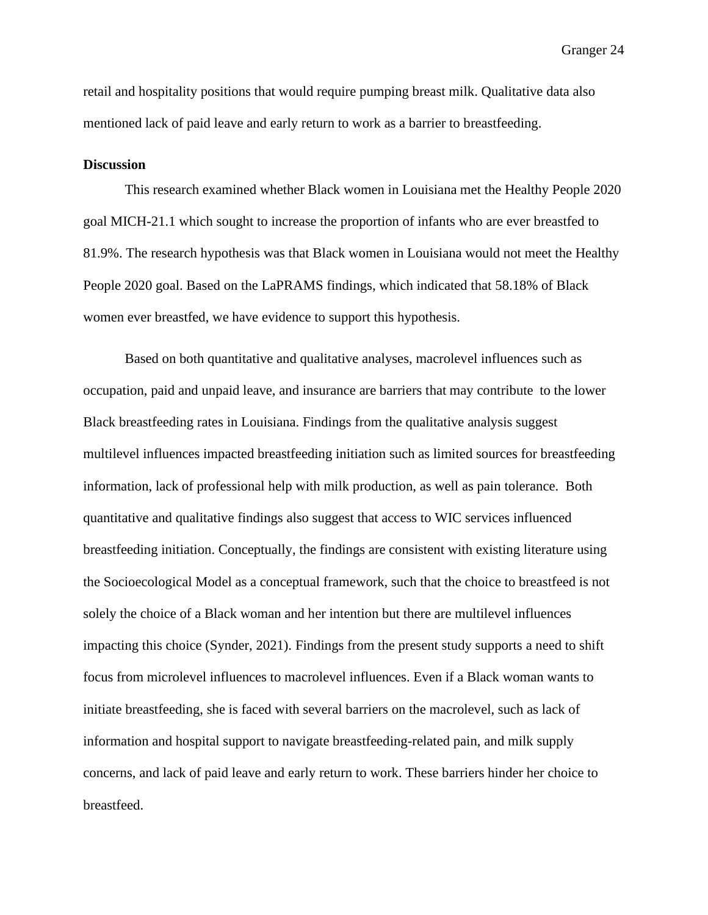retail and hospitality positions that would require pumping breast milk. Qualitative data also mentioned lack of paid leave and early return to work as a barrier to breastfeeding.

**Discussion**

This research examined whether Black women in Louisiana met the Healthy People 2020 goal MICH-21.1 which sought to increase the proportion of infants who are ever breastfed to 81.9%. The research hypothesis was that Black women in Louisiana would not meet the Healthy People 2020 goal. Based on the LaPRAMS findings, which indicated that 58.18% of Black women ever breastfed, we have evidence to support this hypothesis.

Based on both quantitative and qualitative analyses, macrolevel influences such as occupation, paid and unpaid leave, and insurance are barriers that may contribute to the lower Black breastfeeding rates in Louisiana. Findings from the qualitative analysis suggest multilevel influences impacted breastfeeding initiation such as limited sources for breastfeeding information, lack of professional help with milk production, as well as pain tolerance. Both quantitative and qualitative findings also suggest that access to WIC services influenced breastfeeding initiation. Conceptually, the findings are consistent with existing literature using the Socioecological Model as a conceptual framework, such that the choice to breastfeed is not solely the choice of a Black woman and her intention but there are multilevel influences impacting this choice (Synder, 2021). Findings from the present study supports a need to shift focus from microlevel influences to macrolevel influences. Even if a Black woman wants to initiate breastfeeding, she is faced with several barriers on the macrolevel, such as lack of information and hospital support to navigate breastfeeding-related pain, and milk supply concerns, and lack of paid leave and early return to work. These barriers hinder her choice to breastfeed.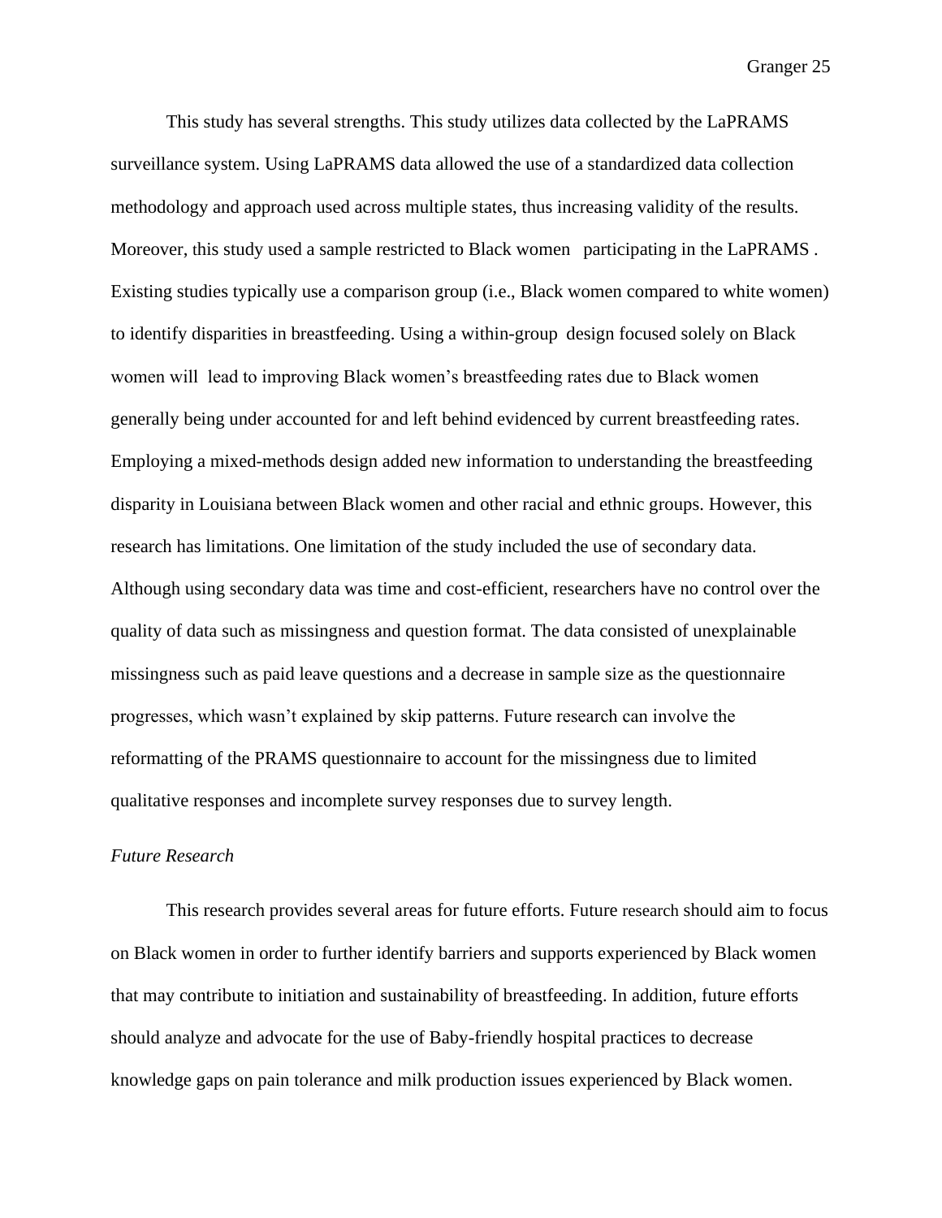This study has several strengths. This study utilizes data collected by the LaPRAMS surveillance system. Using LaPRAMS data allowed the use of a standardized data collection methodology and approach used across multiple states, thus increasing validity of the results. Moreover, this study used a sample restricted to Black women participating in the LaPRAMS. Existing studies typically use a comparison group (i.e., Black women compared to white women) to identify disparities in breastfeeding. Using a within-group design focused solely on Black women will lead to improving Black women's breastfeeding rates due to Black women generally being under accounted for and left behind evidenced by current breastfeeding rates. Employing a mixed-methods design added new information to understanding the breastfeeding disparity in Louisiana between Black women and other racial and ethnic groups. However, this research has limitations. One limitation of the study included the use of secondary data. Although using secondary data was time and cost-efficient, researchers have no control over the quality of data such as missingness and question format. The data consisted of unexplainable missingness such as paid leave questions and a decrease in sample size as the questionnaire progresses, which wasn't explained by skip patterns. Future research can involve the reformatting of the PRAMS questionnaire to account for the missingness due to limited qualitative responses and incomplete survey responses due to survey length.

*Future Research*

This research provides several areas for future efforts. Future research should aim to focus on Black women in order to further identify barriers and supports experienced by Black women that may contribute to initiation and sustainability of breastfeeding. In addition, future efforts should analyze and advocate for the use of Baby-friendly hospital practices to decrease knowledge gaps on pain tolerance and milk production issues experienced by Black women.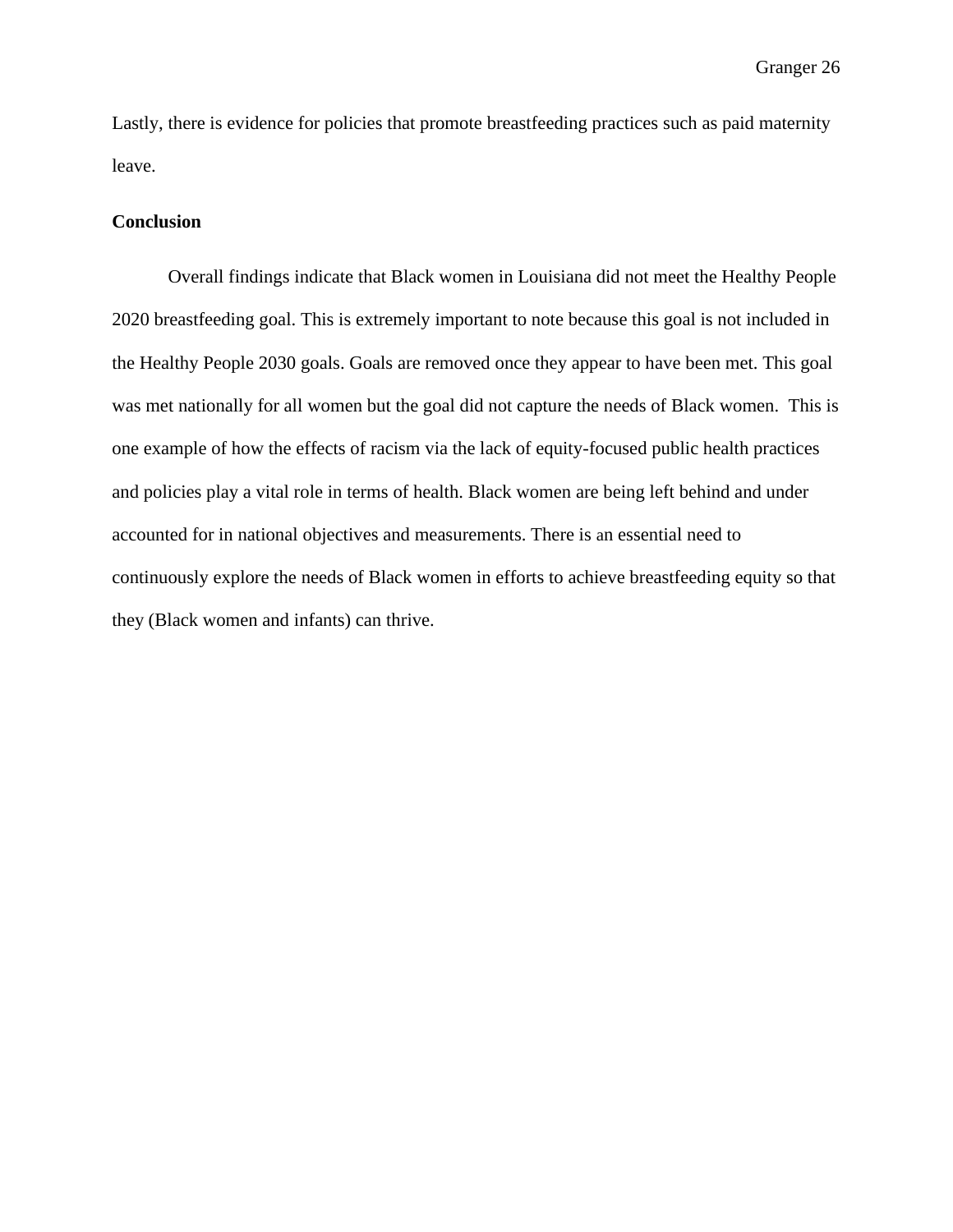Lastly, there is evidence for policies that promote breastfeeding practices such as paid maternity leave.

**Conclusion**

Overall findings indicate that Black women in Louisiana did not meet the Healthy People 2020 breastfeeding goal. This is extremely important to note because this goal is not included in the Healthy People 2030 goals. Goals are removed once they appear to have been met. This goal was met nationally for all women but the goal did not capture the needs of Black women. This is one example of how the effects of racism via the lack of equity-focused public health practices and policies play a vital role in terms of health. Black women are being left behind and under accounted for in national objectives and measurements. There is an essential need to continuously explore the needs of Black women in efforts to achieve breastfeeding equity so that they (Black women and infants) can thrive.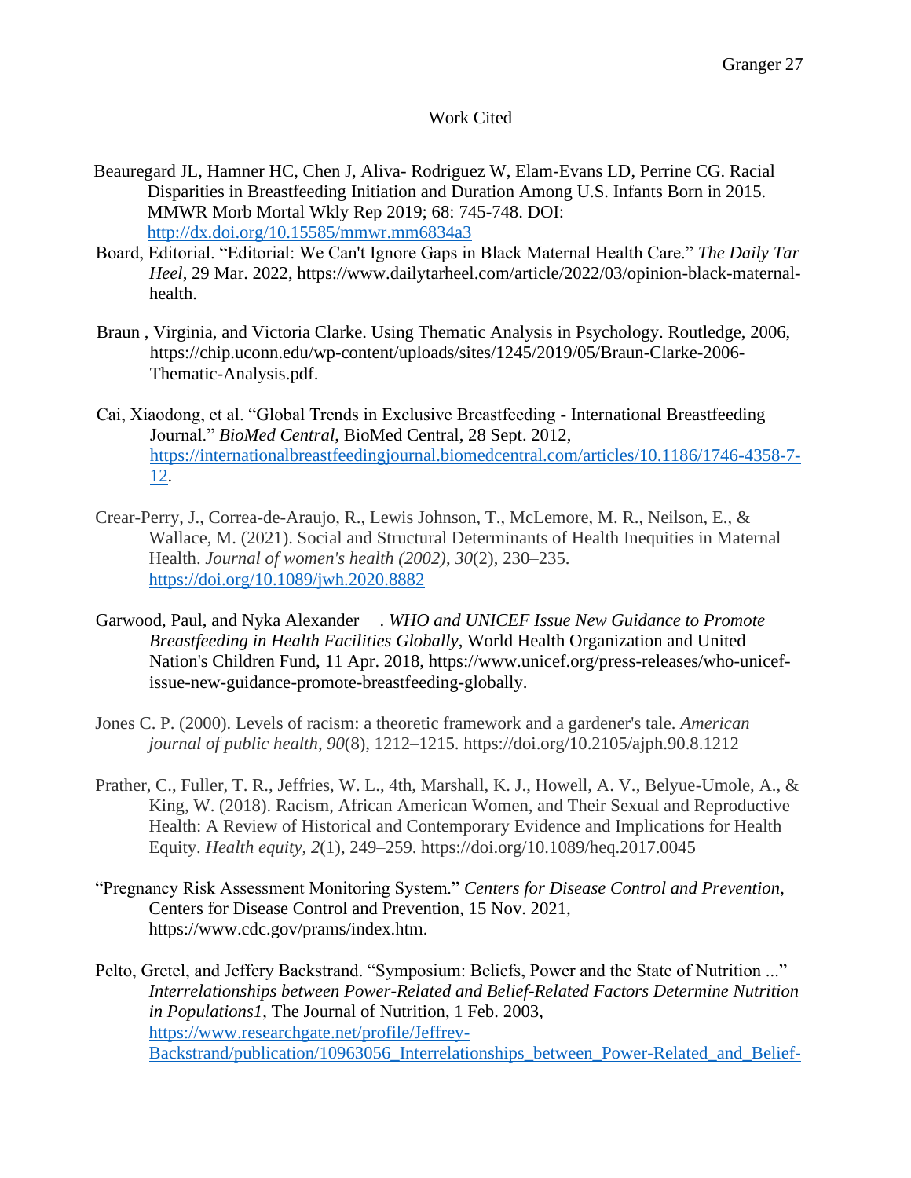# Work Cited

Beauregard JL, Hamner HC, Chen J, Aliva- Rodriguez W, Elam-Evans LD, Perrine CG. Racial Disparities in Breastfeeding Initiation and Duration Among U.S. Infants Born in 2015. MMWR Morb Mortal Wkly Rep 2019; 68: 745-748. DOI: http://dx.doi.org/10.15585/mmwr.mm6834a3

Board, Editorial. "Editorial: We Can't Ignore Gaps in Black Maternal Health Care." *The Daily Tar Heel*, 29 Mar. 2022, https://www.dailytarheel.com/article/2022/03/opinion-black-maternal-health.

Braun , Virginia, and Victoria Clarke. Using Thematic Analysis in Psychology. Routledge, 2006, https://chip.uconn.edu/wp-content/uploads/sites/1245/2019/05/Braun-Clarke-2006-Thematic-Analysis.pdf.

Cai, Xiaodong, et al. "Global Trends in Exclusive Breastfeeding - International Breastfeeding Journal." *BioMed Central*, BioMed Central, 28 Sept. 2012, https://internationalbreastfeedingjournal.biomedcentral.com/articles/10.1186/1746-4358-7-12.

Crear-Perry, J., Correa-de-Araujo, R., Lewis Johnson, T., McLemore, M. R., Neilson, E., & Wallace, M. (2021). Social and Structural Determinants of Health Inequities in Maternal Health. *Journal of women's health (2002)*, *30*(2), 230–235. https://doi.org/10.1089/jwh.2020.8882

Garwood, Paul, and Nyka Alexander . *WHO and UNICEF Issue New Guidance to Promote Breastfeeding in Health Facilities Globally*, World Health Organization and United Nation's Children Fund, 11 Apr. 2018, https://www.unicef.org/press-releases/who-unicef-issue-new-guidance-promote-breastfeeding-globally.

Jones C. P. (2000). Levels of racism: a theoretic framework and a gardener's tale. *American journal of public health*, *90*(8), 1212–1215. https://doi.org/10.2105/ajph.90.8.1212

Prather, C., Fuller, T. R., Jeffries, W. L., 4th, Marshall, K. J., Howell, A. V., Belyue-Umole, A., & King, W. (2018). Racism, African American Women, and Their Sexual and Reproductive Health: A Review of Historical and Contemporary Evidence and Implications for Health Equity. *Health equity*, *2*(1), 249–259. https://doi.org/10.1089/heq.2017.0045

"Pregnancy Risk Assessment Monitoring System." *Centers for Disease Control and Prevention*, Centers for Disease Control and Prevention, 15 Nov. 2021, https://www.cdc.gov/prams/index.htm.

Pelto, Gretel, and Jeffery Backstrand. "Symposium: Beliefs, Power and the State of Nutrition ..." *Interrelationships between Power-Related and Belief-Related Factors Determine Nutrition in Populations1*, The Journal of Nutrition, 1 Feb. 2003, https://www.researchgate.net/profile/Jeffrey-Backstrand/publication/10963056_Interrelationships_between_Power-Related_and_Belief-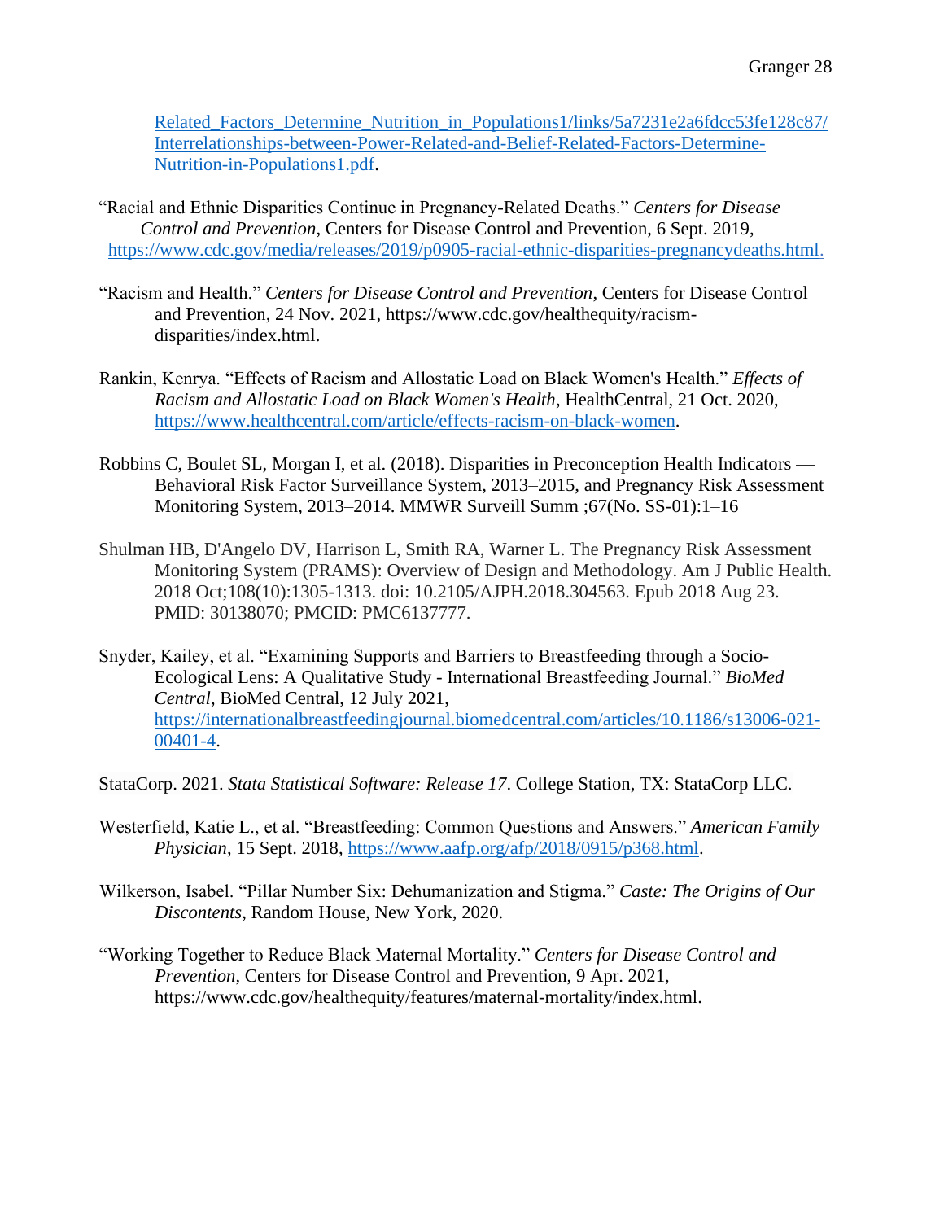Related_Factors_Determine_Nutrition_in_Populations1/links/5a7231e2a6fdcc53fe128c87/Interrelationships-between-Power-Related-and-Belief-Related-Factors-Determine-Nutrition-in-Populations1.pdf.

"Racial and Ethnic Disparities Continue in Pregnancy-Related Deaths." *Centers for Disease Control and Prevention*, Centers for Disease Control and Prevention, 6 Sept. 2019, https://www.cdc.gov/media/releases/2019/p0905-racial-ethnic-disparities-pregnancydeaths.html.

"Racism and Health." *Centers for Disease Control and Prevention*, Centers for Disease Control and Prevention, 24 Nov. 2021, https://www.cdc.gov/healthequity/racism-disparities/index.html.

Rankin, Kenrya. "Effects of Racism and Allostatic Load on Black Women's Health." *Effects of Racism and Allostatic Load on Black Women's Health*, HealthCentral, 21 Oct. 2020, https://www.healthcentral.com/article/effects-racism-on-black-women.

Robbins C, Boulet SL, Morgan I, et al. (2018). Disparities in Preconception Health Indicators — Behavioral Risk Factor Surveillance System, 2013–2015, and Pregnancy Risk Assessment Monitoring System, 2013–2014. MMWR Surveill Summ ;67(No. SS-01):1–16

Shulman HB, D'Angelo DV, Harrison L, Smith RA, Warner L. The Pregnancy Risk Assessment Monitoring System (PRAMS): Overview of Design and Methodology. Am J Public Health. 2018 Oct;108(10):1305-1313. doi: 10.2105/AJPH.2018.304563. Epub 2018 Aug 23. PMID: 30138070; PMCID: PMC6137777.

Snyder, Kailey, et al. "Examining Supports and Barriers to Breastfeeding through a Socio-Ecological Lens: A Qualitative Study - International Breastfeeding Journal." *BioMed Central*, BioMed Central, 12 July 2021, https://internationalbreastfeedingjournal.biomedcentral.com/articles/10.1186/s13006-021-00401-4.

StataCorp. 2021. *Stata Statistical Software: Release 17*. College Station, TX: StataCorp LLC.

Westerfield, Katie L., et al. "Breastfeeding: Common Questions and Answers." *American Family Physician*, 15 Sept. 2018, https://www.aafp.org/afp/2018/0915/p368.html.

Wilkerson, Isabel. "Pillar Number Six: Dehumanization and Stigma." *Caste: The Origins of Our Discontents*, Random House, New York, 2020.

"Working Together to Reduce Black Maternal Mortality." *Centers for Disease Control and Prevention*, Centers for Disease Control and Prevention, 9 Apr. 2021, https://www.cdc.gov/healthequity/features/maternal-mortality/index.html.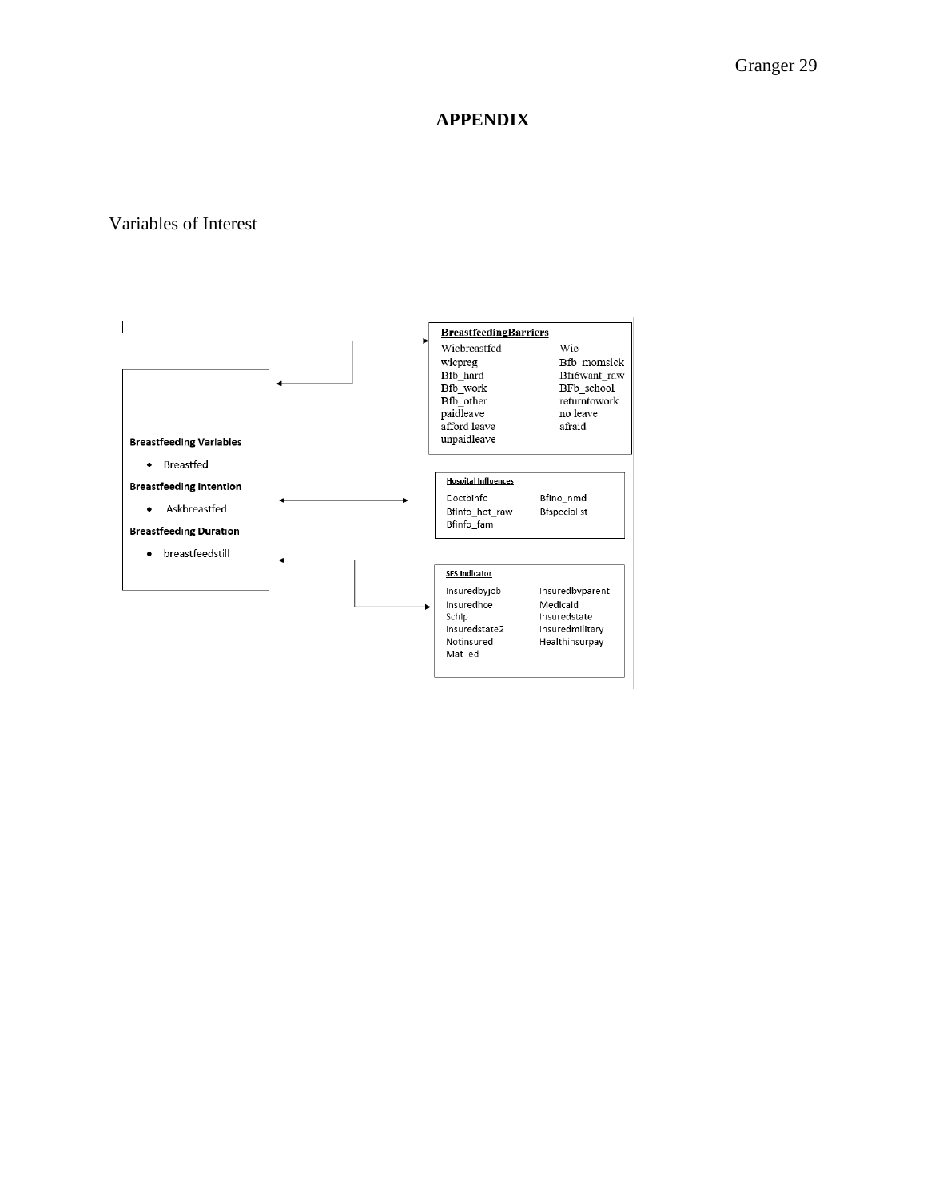# APPENDIX

Variables of Interest

**Breastfeeding Variables**

- Breastfed

**Breastfeeding Intention**

- Askbreastfed

**Breastfeeding Duration**

- breastfeedstill

**BreastfeedingBarriers**

| | |
|---|---|
| Wicbreastfed | Wic |
| wicpreg | Bfb_momsick |
| Bfb_hard | Bfi6want_raw |
| Bfb_work | BFb_school |
| Bfb_other | returntowork |
| paidleave | no leave |
| afford leave | afraid |
| unpaidleave | |

**Hospital Influences**

| | |
|---|---|
| Doctbinfo | Bfino_nmd |
| Bfinfo_hot_raw | Bfspecialist |
| Bfinfo_fam | |

**SES Indicator**

| | |
|---|---|
| Insuredbyjob | Insuredbyparent |
| Insuredhce | Medicaid |
| Schip | Insuredstate |
| Insuredstate2 | Insuredmilitary |
| Notinsured | Healthinsurpay |
| Mat_ed | |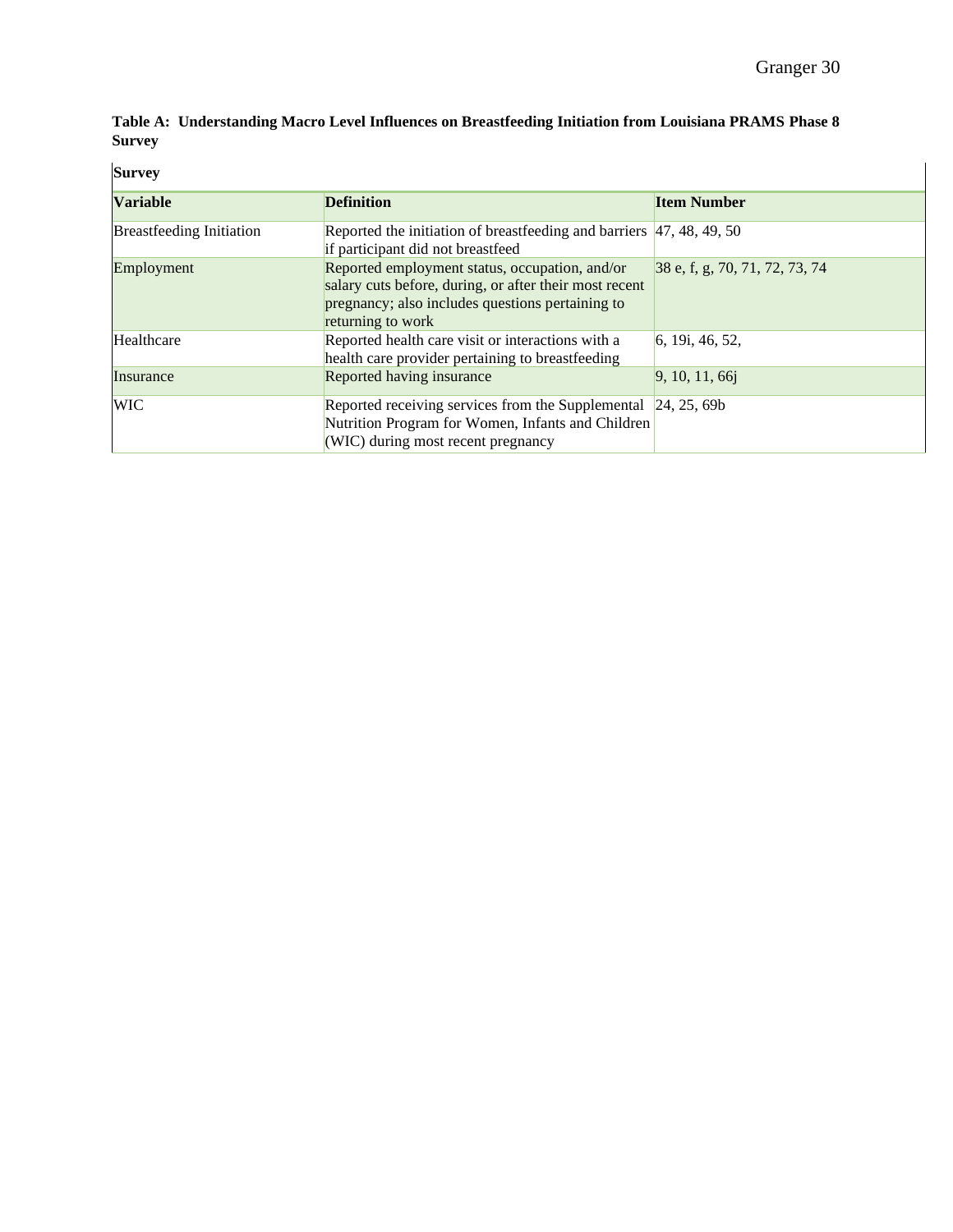**Table A: Understanding Macro Level Influences on Breastfeeding Initiation from Louisiana PRAMS Phase 8 Survey**

**Survey**

| **Variable** | **Definition** | **Item Number** |
|---|---|---|
| Breastfeeding Initiation | Reported the initiation of breastfeeding and barriers if participant did not breastfeed | 47, 48, 49, 50 |
| Employment | Reported employment status, occupation, and/or salary cuts before, during, or after their most recent pregnancy; also includes questions pertaining to returning to work | 38 e, f, g, 70, 71, 72, 73, 74 |
| Healthcare | Reported health care visit or interactions with a health care provider pertaining to breastfeeding | 6, 19i, 46, 52, |
| Insurance | Reported having insurance | 9, 10, 11, 66j |
| WIC | Reported receiving services from the Supplemental Nutrition Program for Women, Infants and Children (WIC) during most recent pregnancy | 24, 25, 69b |